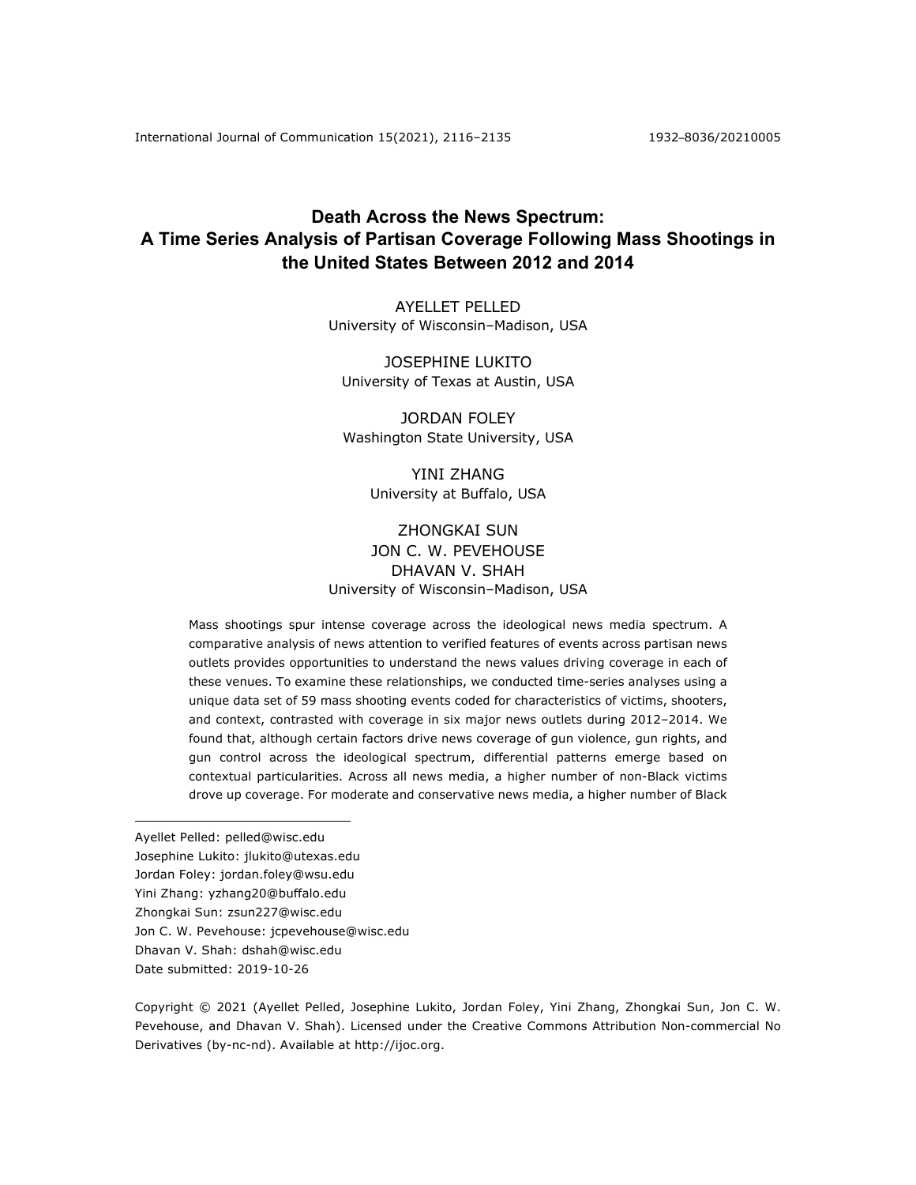# Death Across the News Spectrum: A Time Series Analysis of Partisan Coverage Following Mass Shootings in the United States Between 2012 and 2014

AYELLET PELLED
University of Wisconsin–Madison, USA

JOSEPHINE LUKITO
University of Texas at Austin, USA

JORDAN FOLEY
Washington State University, USA

YINI ZHANG
University at Buffalo, USA

ZHONGKAI SUN
JON C. W. PEVEHOUSE
DHAVAN V. SHAH
University of Wisconsin–Madison, USA

Mass shootings spur intense coverage across the ideological news media spectrum. A comparative analysis of news attention to verified features of events across partisan news outlets provides opportunities to understand the news values driving coverage in each of these venues. To examine these relationships, we conducted time-series analyses using a unique data set of 59 mass shooting events coded for characteristics of victims, shooters, and context, contrasted with coverage in six major news outlets during 2012–2014. We found that, although certain factors drive news coverage of gun violence, gun rights, and gun control across the ideological spectrum, differential patterns emerge based on contextual particularities. Across all news media, a higher number of non-Black victims drove up coverage. For moderate and conservative news media, a higher number of Black

---

Ayellet Pelled: pelled@wisc.edu
Josephine Lukito: jlukito@utexas.edu
Jordan Foley: jordan.foley@wsu.edu
Yini Zhang: yzhang20@buffalo.edu
Zhongkai Sun: zsun227@wisc.edu
Jon C. W. Pevehouse: jcpevehouse@wisc.edu
Dhavan V. Shah: dshah@wisc.edu
Date submitted: 2019-10-26

Copyright © 2021 (Ayellet Pelled, Josephine Lukito, Jordan Foley, Yini Zhang, Zhongkai Sun, Jon C. W. Pevehouse, and Dhavan V. Shah). Licensed under the Creative Commons Attribution Non-commercial No Derivatives (by-nc-nd). Available at http://ijoc.org.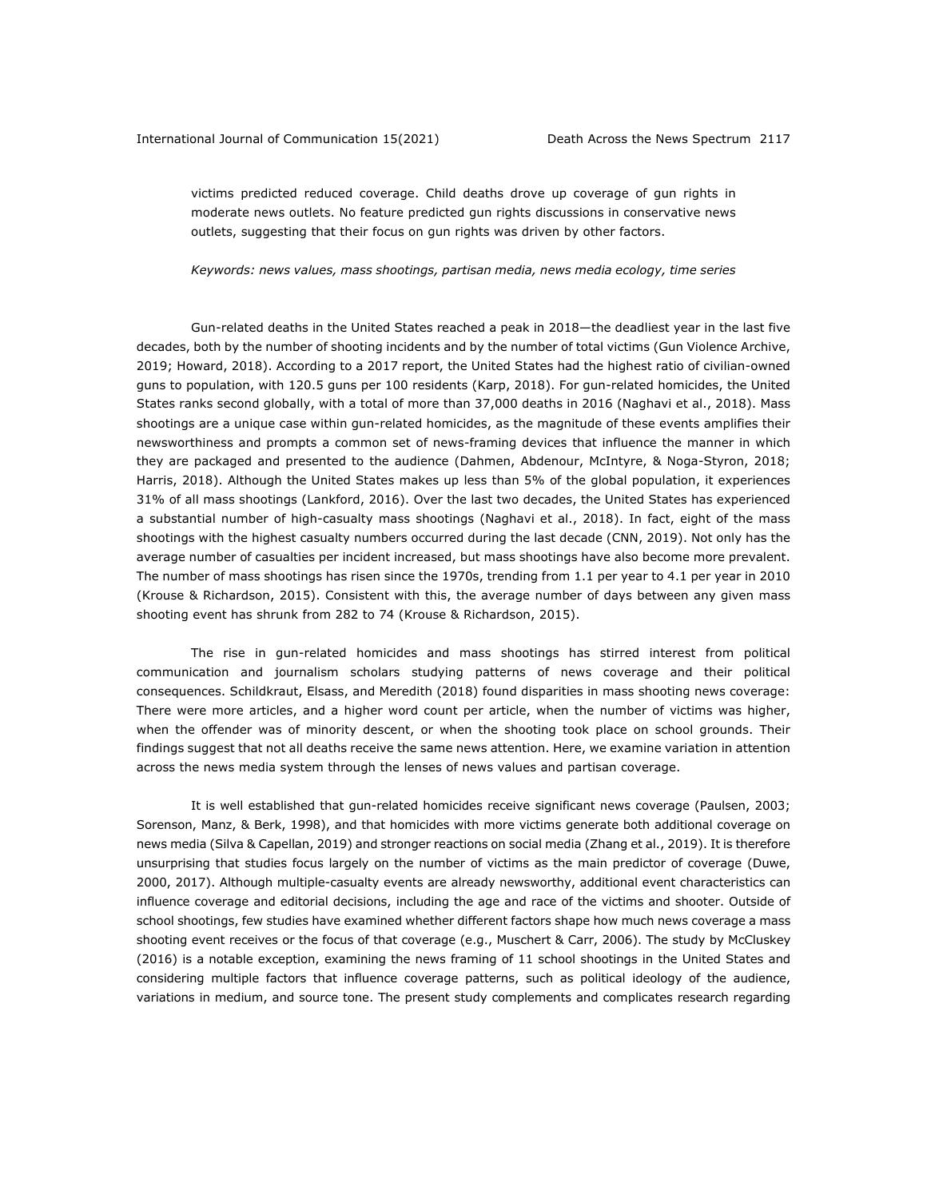victims predicted reduced coverage. Child deaths drove up coverage of gun rights in moderate news outlets. No feature predicted gun rights discussions in conservative news outlets, suggesting that their focus on gun rights was driven by other factors.

*Keywords: news values, mass shootings, partisan media, news media ecology, time series*

Gun-related deaths in the United States reached a peak in 2018—the deadliest year in the last five decades, both by the number of shooting incidents and by the number of total victims (Gun Violence Archive, 2019; Howard, 2018). According to a 2017 report, the United States had the highest ratio of civilian-owned guns to population, with 120.5 guns per 100 residents (Karp, 2018). For gun-related homicides, the United States ranks second globally, with a total of more than 37,000 deaths in 2016 (Naghavi et al., 2018). Mass shootings are a unique case within gun-related homicides, as the magnitude of these events amplifies their newsworthiness and prompts a common set of news-framing devices that influence the manner in which they are packaged and presented to the audience (Dahmen, Abdenour, McIntyre, & Noga-Styron, 2018; Harris, 2018). Although the United States makes up less than 5% of the global population, it experiences 31% of all mass shootings (Lankford, 2016). Over the last two decades, the United States has experienced a substantial number of high-casualty mass shootings (Naghavi et al., 2018). In fact, eight of the mass shootings with the highest casualty numbers occurred during the last decade (CNN, 2019). Not only has the average number of casualties per incident increased, but mass shootings have also become more prevalent. The number of mass shootings has risen since the 1970s, trending from 1.1 per year to 4.1 per year in 2010 (Krouse & Richardson, 2015). Consistent with this, the average number of days between any given mass shooting event has shrunk from 282 to 74 (Krouse & Richardson, 2015).

The rise in gun-related homicides and mass shootings has stirred interest from political communication and journalism scholars studying patterns of news coverage and their political consequences. Schildkraut, Elsass, and Meredith (2018) found disparities in mass shooting news coverage: There were more articles, and a higher word count per article, when the number of victims was higher, when the offender was of minority descent, or when the shooting took place on school grounds. Their findings suggest that not all deaths receive the same news attention. Here, we examine variation in attention across the news media system through the lenses of news values and partisan coverage.

It is well established that gun-related homicides receive significant news coverage (Paulsen, 2003; Sorenson, Manz, & Berk, 1998), and that homicides with more victims generate both additional coverage on news media (Silva & Capellan, 2019) and stronger reactions on social media (Zhang et al., 2019). It is therefore unsurprising that studies focus largely on the number of victims as the main predictor of coverage (Duwe, 2000, 2017). Although multiple-casualty events are already newsworthy, additional event characteristics can influence coverage and editorial decisions, including the age and race of the victims and shooter. Outside of school shootings, few studies have examined whether different factors shape how much news coverage a mass shooting event receives or the focus of that coverage (e.g., Muschert & Carr, 2006). The study by McCluskey (2016) is a notable exception, examining the news framing of 11 school shootings in the United States and considering multiple factors that influence coverage patterns, such as political ideology of the audience, variations in medium, and source tone. The present study complements and complicates research regarding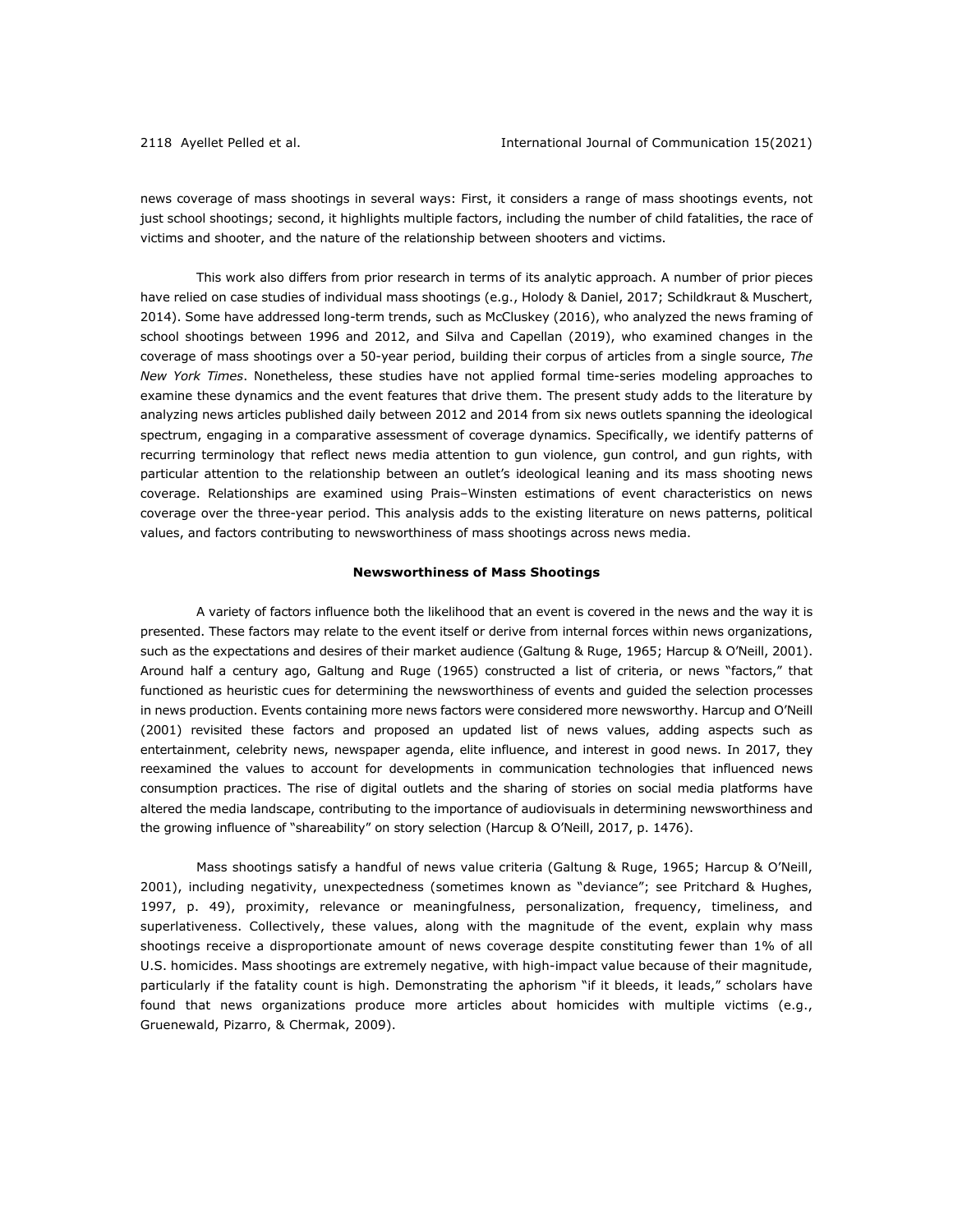news coverage of mass shootings in several ways: First, it considers a range of mass shootings events, not just school shootings; second, it highlights multiple factors, including the number of child fatalities, the race of victims and shooter, and the nature of the relationship between shooters and victims.

This work also differs from prior research in terms of its analytic approach. A number of prior pieces have relied on case studies of individual mass shootings (e.g., Holody & Daniel, 2017; Schildkraut & Muschert, 2014). Some have addressed long-term trends, such as McCluskey (2016), who analyzed the news framing of school shootings between 1996 and 2012, and Silva and Capellan (2019), who examined changes in the coverage of mass shootings over a 50-year period, building their corpus of articles from a single source, *The New York Times*. Nonetheless, these studies have not applied formal time-series modeling approaches to examine these dynamics and the event features that drive them. The present study adds to the literature by analyzing news articles published daily between 2012 and 2014 from six news outlets spanning the ideological spectrum, engaging in a comparative assessment of coverage dynamics. Specifically, we identify patterns of recurring terminology that reflect news media attention to gun violence, gun control, and gun rights, with particular attention to the relationship between an outlet's ideological leaning and its mass shooting news coverage. Relationships are examined using Prais–Winsten estimations of event characteristics on news coverage over the three-year period. This analysis adds to the existing literature on news patterns, political values, and factors contributing to newsworthiness of mass shootings across news media.

## Newsworthiness of Mass Shootings

A variety of factors influence both the likelihood that an event is covered in the news and the way it is presented. These factors may relate to the event itself or derive from internal forces within news organizations, such as the expectations and desires of their market audience (Galtung & Ruge, 1965; Harcup & O'Neill, 2001). Around half a century ago, Galtung and Ruge (1965) constructed a list of criteria, or news "factors," that functioned as heuristic cues for determining the newsworthiness of events and guided the selection processes in news production. Events containing more news factors were considered more newsworthy. Harcup and O'Neill (2001) revisited these factors and proposed an updated list of news values, adding aspects such as entertainment, celebrity news, newspaper agenda, elite influence, and interest in good news. In 2017, they reexamined the values to account for developments in communication technologies that influenced news consumption practices. The rise of digital outlets and the sharing of stories on social media platforms have altered the media landscape, contributing to the importance of audiovisuals in determining newsworthiness and the growing influence of "shareability" on story selection (Harcup & O'Neill, 2017, p. 1476).

Mass shootings satisfy a handful of news value criteria (Galtung & Ruge, 1965; Harcup & O'Neill, 2001), including negativity, unexpectedness (sometimes known as "deviance"; see Pritchard & Hughes, 1997, p. 49), proximity, relevance or meaningfulness, personalization, frequency, timeliness, and superlativeness. Collectively, these values, along with the magnitude of the event, explain why mass shootings receive a disproportionate amount of news coverage despite constituting fewer than 1% of all U.S. homicides. Mass shootings are extremely negative, with high-impact value because of their magnitude, particularly if the fatality count is high. Demonstrating the aphorism "if it bleeds, it leads," scholars have found that news organizations produce more articles about homicides with multiple victims (e.g., Gruenewald, Pizarro, & Chermak, 2009).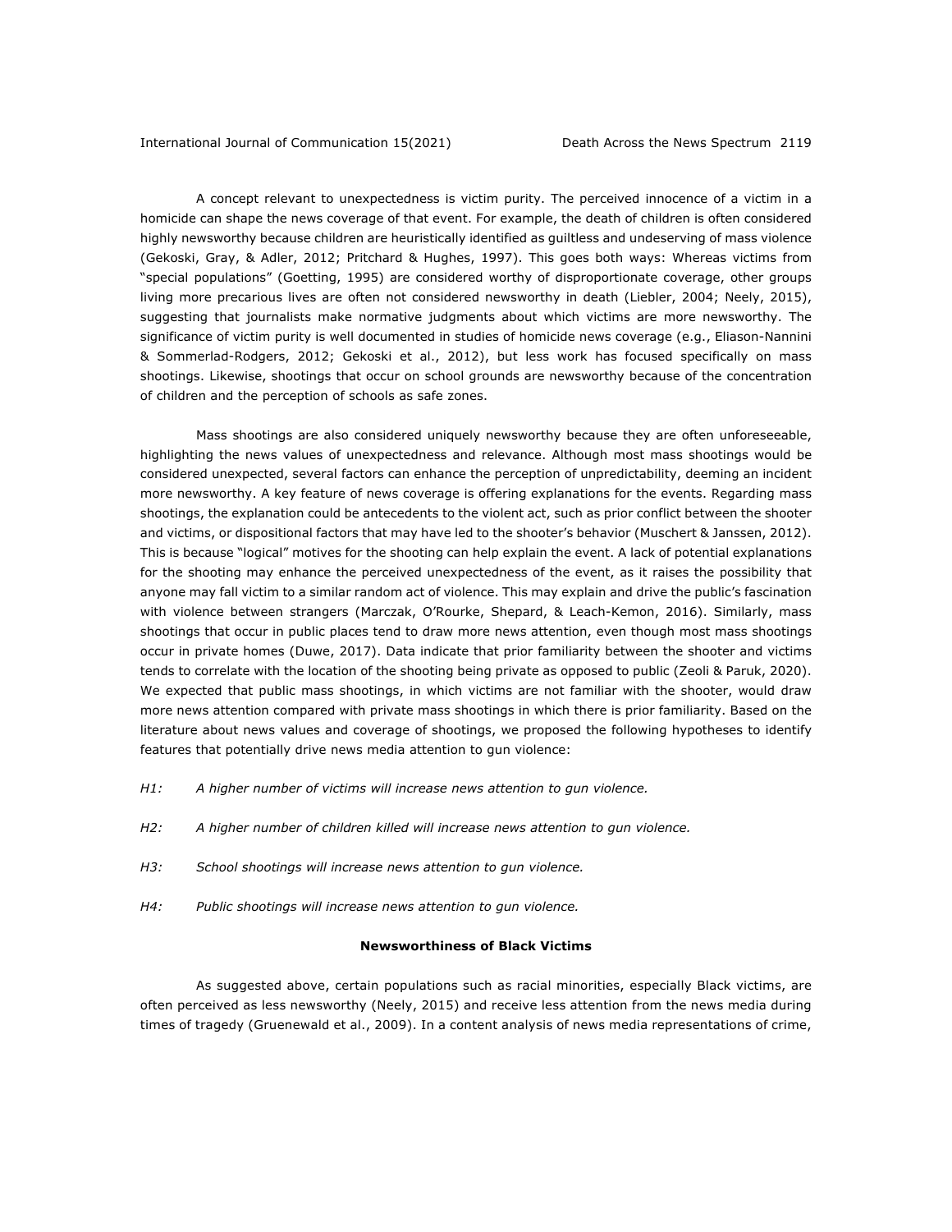A concept relevant to unexpectedness is victim purity. The perceived innocence of a victim in a homicide can shape the news coverage of that event. For example, the death of children is often considered highly newsworthy because children are heuristically identified as guiltless and undeserving of mass violence (Gekoski, Gray, & Adler, 2012; Pritchard & Hughes, 1997). This goes both ways: Whereas victims from "special populations" (Goetting, 1995) are considered worthy of disproportionate coverage, other groups living more precarious lives are often not considered newsworthy in death (Liebler, 2004; Neely, 2015), suggesting that journalists make normative judgments about which victims are more newsworthy. The significance of victim purity is well documented in studies of homicide news coverage (e.g., Eliason-Nannini & Sommerlad-Rodgers, 2012; Gekoski et al., 2012), but less work has focused specifically on mass shootings. Likewise, shootings that occur on school grounds are newsworthy because of the concentration of children and the perception of schools as safe zones.

Mass shootings are also considered uniquely newsworthy because they are often unforeseeable, highlighting the news values of unexpectedness and relevance. Although most mass shootings would be considered unexpected, several factors can enhance the perception of unpredictability, deeming an incident more newsworthy. A key feature of news coverage is offering explanations for the events. Regarding mass shootings, the explanation could be antecedents to the violent act, such as prior conflict between the shooter and victims, or dispositional factors that may have led to the shooter's behavior (Muschert & Janssen, 2012). This is because "logical" motives for the shooting can help explain the event. A lack of potential explanations for the shooting may enhance the perceived unexpectedness of the event, as it raises the possibility that anyone may fall victim to a similar random act of violence. This may explain and drive the public's fascination with violence between strangers (Marczak, O'Rourke, Shepard, & Leach-Kemon, 2016). Similarly, mass shootings that occur in public places tend to draw more news attention, even though most mass shootings occur in private homes (Duwe, 2017). Data indicate that prior familiarity between the shooter and victims tends to correlate with the location of the shooting being private as opposed to public (Zeoli & Paruk, 2020). We expected that public mass shootings, in which victims are not familiar with the shooter, would draw more news attention compared with private mass shootings in which there is prior familiarity. Based on the literature about news values and coverage of shootings, we proposed the following hypotheses to identify features that potentially drive news media attention to gun violence:

*H1:* *A higher number of victims will increase news attention to gun violence.*

*H2:* *A higher number of children killed will increase news attention to gun violence.*

*H3:* *School shootings will increase news attention to gun violence.*

*H4:* *Public shootings will increase news attention to gun violence.*

## Newsworthiness of Black Victims

As suggested above, certain populations such as racial minorities, especially Black victims, are often perceived as less newsworthy (Neely, 2015) and receive less attention from the news media during times of tragedy (Gruenewald et al., 2009). In a content analysis of news media representations of crime,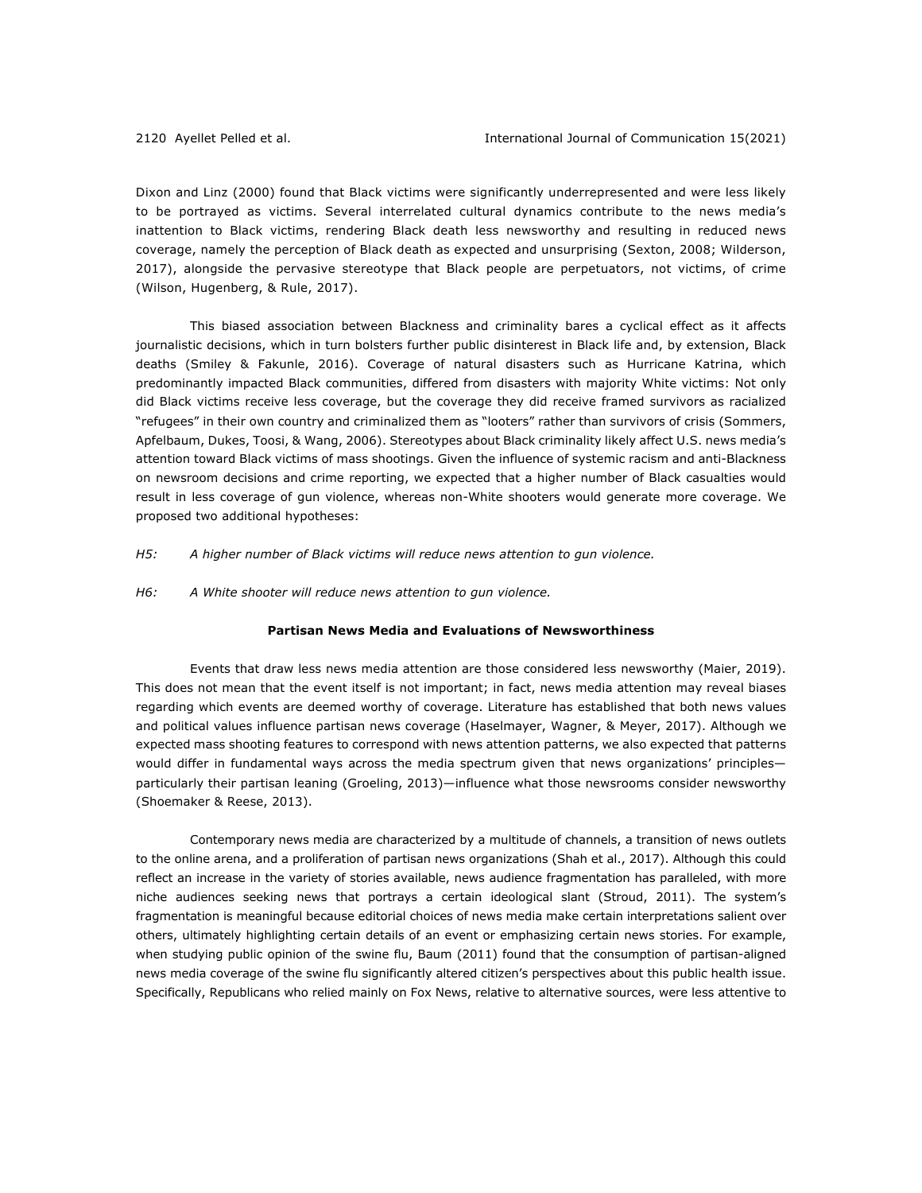Dixon and Linz (2000) found that Black victims were significantly underrepresented and were less likely to be portrayed as victims. Several interrelated cultural dynamics contribute to the news media's inattention to Black victims, rendering Black death less newsworthy and resulting in reduced news coverage, namely the perception of Black death as expected and unsurprising (Sexton, 2008; Wilderson, 2017), alongside the pervasive stereotype that Black people are perpetuators, not victims, of crime (Wilson, Hugenberg, & Rule, 2017).

This biased association between Blackness and criminality bares a cyclical effect as it affects journalistic decisions, which in turn bolsters further public disinterest in Black life and, by extension, Black deaths (Smiley & Fakunle, 2016). Coverage of natural disasters such as Hurricane Katrina, which predominantly impacted Black communities, differed from disasters with majority White victims: Not only did Black victims receive less coverage, but the coverage they did receive framed survivors as racialized "refugees" in their own country and criminalized them as "looters" rather than survivors of crisis (Sommers, Apfelbaum, Dukes, Toosi, & Wang, 2006). Stereotypes about Black criminality likely affect U.S. news media's attention toward Black victims of mass shootings. Given the influence of systemic racism and anti-Blackness on newsroom decisions and crime reporting, we expected that a higher number of Black casualties would result in less coverage of gun violence, whereas non-White shooters would generate more coverage. We proposed two additional hypotheses:

*H5: A higher number of Black victims will reduce news attention to gun violence.*

*H6: A White shooter will reduce news attention to gun violence.*

**Partisan News Media and Evaluations of Newsworthiness**

Events that draw less news media attention are those considered less newsworthy (Maier, 2019). This does not mean that the event itself is not important; in fact, news media attention may reveal biases regarding which events are deemed worthy of coverage. Literature has established that both news values and political values influence partisan news coverage (Haselmayer, Wagner, & Meyer, 2017). Although we expected mass shooting features to correspond with news attention patterns, we also expected that patterns would differ in fundamental ways across the media spectrum given that news organizations' principles—particularly their partisan leaning (Groeling, 2013)—influence what those newsrooms consider newsworthy (Shoemaker & Reese, 2013).

Contemporary news media are characterized by a multitude of channels, a transition of news outlets to the online arena, and a proliferation of partisan news organizations (Shah et al., 2017). Although this could reflect an increase in the variety of stories available, news audience fragmentation has paralleled, with more niche audiences seeking news that portrays a certain ideological slant (Stroud, 2011). The system's fragmentation is meaningful because editorial choices of news media make certain interpretations salient over others, ultimately highlighting certain details of an event or emphasizing certain news stories. For example, when studying public opinion of the swine flu, Baum (2011) found that the consumption of partisan-aligned news media coverage of the swine flu significantly altered citizen's perspectives about this public health issue. Specifically, Republicans who relied mainly on Fox News, relative to alternative sources, were less attentive to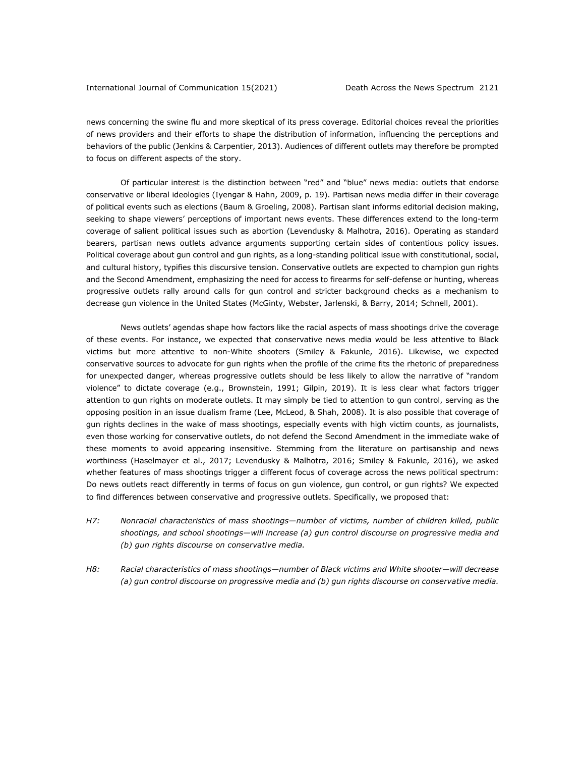news concerning the swine flu and more skeptical of its press coverage. Editorial choices reveal the priorities of news providers and their efforts to shape the distribution of information, influencing the perceptions and behaviors of the public (Jenkins & Carpentier, 2013). Audiences of different outlets may therefore be prompted to focus on different aspects of the story.

Of particular interest is the distinction between "red" and "blue" news media: outlets that endorse conservative or liberal ideologies (Iyengar & Hahn, 2009, p. 19). Partisan news media differ in their coverage of political events such as elections (Baum & Groeling, 2008). Partisan slant informs editorial decision making, seeking to shape viewers' perceptions of important news events. These differences extend to the long-term coverage of salient political issues such as abortion (Levendusky & Malhotra, 2016). Operating as standard bearers, partisan news outlets advance arguments supporting certain sides of contentious policy issues. Political coverage about gun control and gun rights, as a long-standing political issue with constitutional, social, and cultural history, typifies this discursive tension. Conservative outlets are expected to champion gun rights and the Second Amendment, emphasizing the need for access to firearms for self-defense or hunting, whereas progressive outlets rally around calls for gun control and stricter background checks as a mechanism to decrease gun violence in the United States (McGinty, Webster, Jarlenski, & Barry, 2014; Schnell, 2001).

News outlets' agendas shape how factors like the racial aspects of mass shootings drive the coverage of these events. For instance, we expected that conservative news media would be less attentive to Black victims but more attentive to non-White shooters (Smiley & Fakunle, 2016). Likewise, we expected conservative sources to advocate for gun rights when the profile of the crime fits the rhetoric of preparedness for unexpected danger, whereas progressive outlets should be less likely to allow the narrative of "random violence" to dictate coverage (e.g., Brownstein, 1991; Gilpin, 2019). It is less clear what factors trigger attention to gun rights on moderate outlets. It may simply be tied to attention to gun control, serving as the opposing position in an issue dualism frame (Lee, McLeod, & Shah, 2008). It is also possible that coverage of gun rights declines in the wake of mass shootings, especially events with high victim counts, as journalists, even those working for conservative outlets, do not defend the Second Amendment in the immediate wake of these moments to avoid appearing insensitive. Stemming from the literature on partisanship and news worthiness (Haselmayer et al., 2017; Levendusky & Malhotra, 2016; Smiley & Fakunle, 2016), we asked whether features of mass shootings trigger a different focus of coverage across the news political spectrum: Do news outlets react differently in terms of focus on gun violence, gun control, or gun rights? We expected to find differences between conservative and progressive outlets. Specifically, we proposed that:

*H7:* *Nonracial characteristics of mass shootings—number of victims, number of children killed, public shootings, and school shootings—will increase (a) gun control discourse on progressive media and (b) gun rights discourse on conservative media.*

*H8:* *Racial characteristics of mass shootings—number of Black victims and White shooter—will decrease (a) gun control discourse on progressive media and (b) gun rights discourse on conservative media.*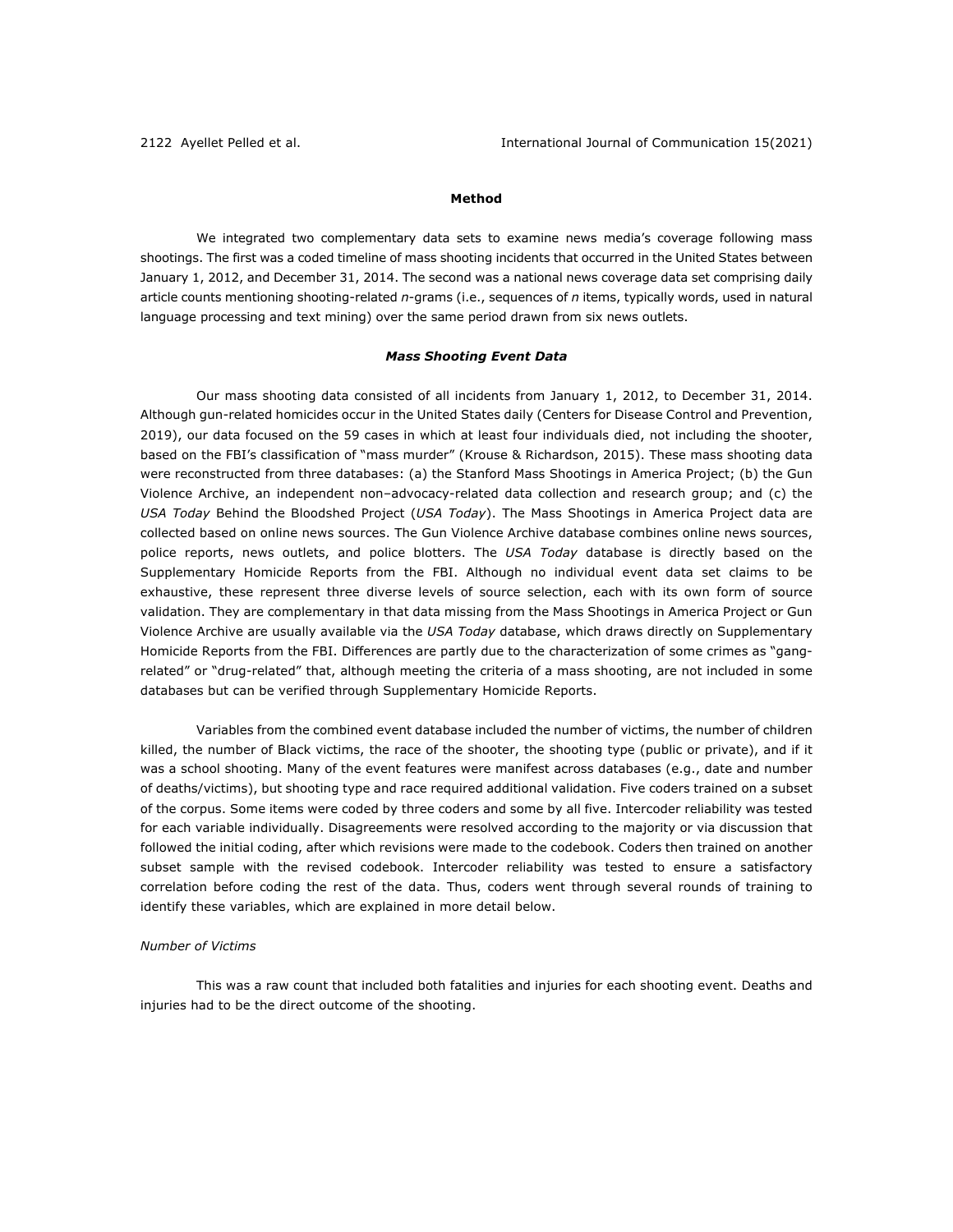## Method

We integrated two complementary data sets to examine news media's coverage following mass shootings. The first was a coded timeline of mass shooting incidents that occurred in the United States between January 1, 2012, and December 31, 2014. The second was a national news coverage data set comprising daily article counts mentioning shooting-related *n*-grams (i.e., sequences of *n* items, typically words, used in natural language processing and text mining) over the same period drawn from six news outlets.

### *Mass Shooting Event Data*

Our mass shooting data consisted of all incidents from January 1, 2012, to December 31, 2014. Although gun-related homicides occur in the United States daily (Centers for Disease Control and Prevention, 2019), our data focused on the 59 cases in which at least four individuals died, not including the shooter, based on the FBI's classification of "mass murder" (Krouse & Richardson, 2015). These mass shooting data were reconstructed from three databases: (a) the Stanford Mass Shootings in America Project; (b) the Gun Violence Archive, an independent non–advocacy-related data collection and research group; and (c) the *USA Today* Behind the Bloodshed Project (*USA Today*). The Mass Shootings in America Project data are collected based on online news sources. The Gun Violence Archive database combines online news sources, police reports, news outlets, and police blotters. The *USA Today* database is directly based on the Supplementary Homicide Reports from the FBI. Although no individual event data set claims to be exhaustive, these represent three diverse levels of source selection, each with its own form of source validation. They are complementary in that data missing from the Mass Shootings in America Project or Gun Violence Archive are usually available via the *USA Today* database, which draws directly on Supplementary Homicide Reports from the FBI. Differences are partly due to the characterization of some crimes as "gang-related" or "drug-related" that, although meeting the criteria of a mass shooting, are not included in some databases but can be verified through Supplementary Homicide Reports.

Variables from the combined event database included the number of victims, the number of children killed, the number of Black victims, the race of the shooter, the shooting type (public or private), and if it was a school shooting. Many of the event features were manifest across databases (e.g., date and number of deaths/victims), but shooting type and race required additional validation. Five coders trained on a subset of the corpus. Some items were coded by three coders and some by all five. Intercoder reliability was tested for each variable individually. Disagreements were resolved according to the majority or via discussion that followed the initial coding, after which revisions were made to the codebook. Coders then trained on another subset sample with the revised codebook. Intercoder reliability was tested to ensure a satisfactory correlation before coding the rest of the data. Thus, coders went through several rounds of training to identify these variables, which are explained in more detail below.

#### *Number of Victims*

This was a raw count that included both fatalities and injuries for each shooting event. Deaths and injuries had to be the direct outcome of the shooting.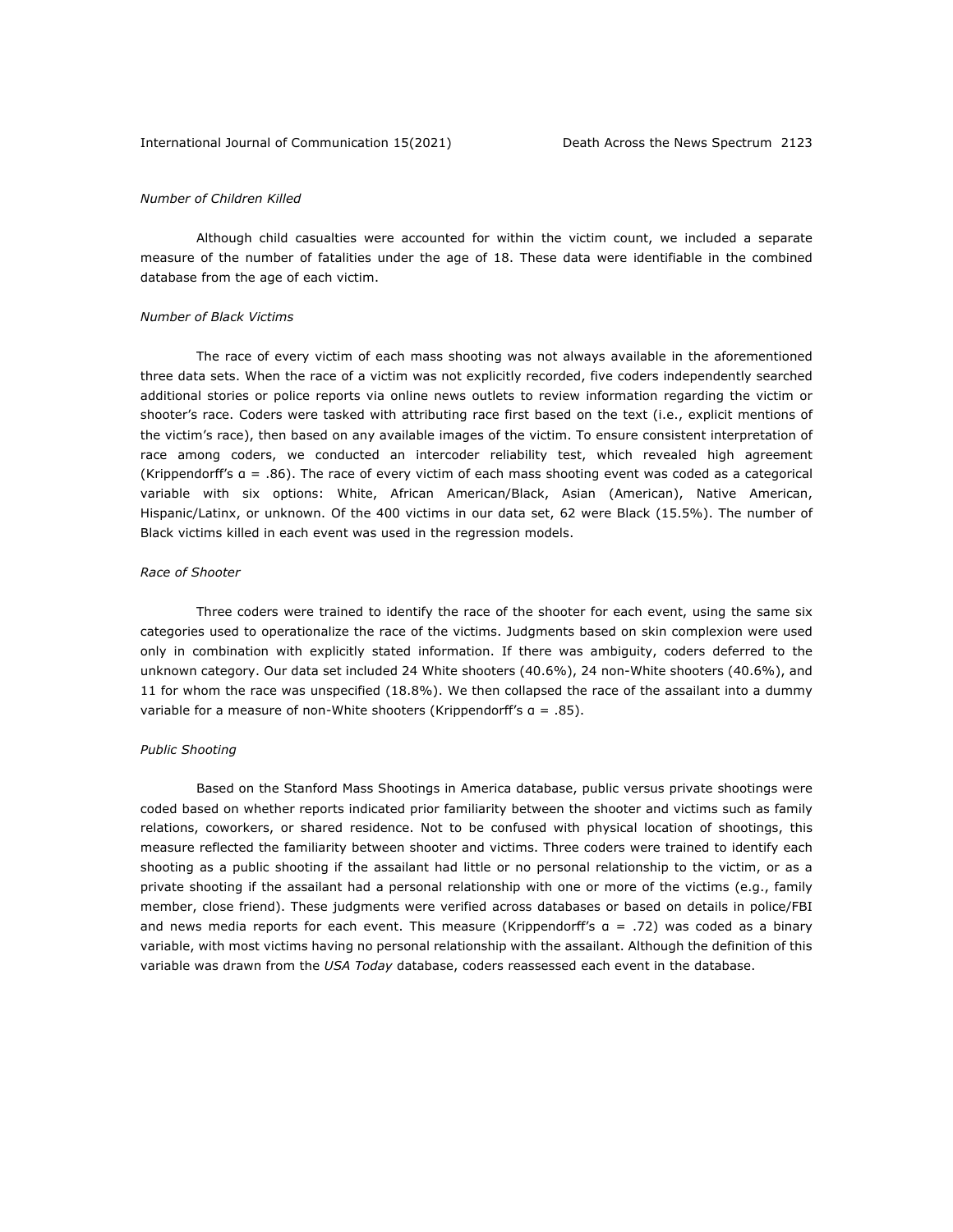*Number of Children Killed*

Although child casualties were accounted for within the victim count, we included a separate measure of the number of fatalities under the age of 18. These data were identifiable in the combined database from the age of each victim.

*Number of Black Victims*

The race of every victim of each mass shooting was not always available in the aforementioned three data sets. When the race of a victim was not explicitly recorded, five coders independently searched additional stories or police reports via online news outlets to review information regarding the victim or shooter's race. Coders were tasked with attributing race first based on the text (i.e., explicit mentions of the victim's race), then based on any available images of the victim. To ensure consistent interpretation of race among coders, we conducted an intercoder reliability test, which revealed high agreement (Krippendorff's $\alpha$ = .86). The race of every victim of each mass shooting event was coded as a categorical variable with six options: White, African American/Black, Asian (American), Native American, Hispanic/Latinx, or unknown. Of the 400 victims in our data set, 62 were Black (15.5%). The number of Black victims killed in each event was used in the regression models.

*Race of Shooter*

Three coders were trained to identify the race of the shooter for each event, using the same six categories used to operationalize the race of the victims. Judgments based on skin complexion were used only in combination with explicitly stated information. If there was ambiguity, coders deferred to the unknown category. Our data set included 24 White shooters (40.6%), 24 non-White shooters (40.6%), and 11 for whom the race was unspecified (18.8%). We then collapsed the race of the assailant into a dummy variable for a measure of non-White shooters (Krippendorff's $\alpha$ = .85).

*Public Shooting*

Based on the Stanford Mass Shootings in America database, public versus private shootings were coded based on whether reports indicated prior familiarity between the shooter and victims such as family relations, coworkers, or shared residence. Not to be confused with physical location of shootings, this measure reflected the familiarity between shooter and victims. Three coders were trained to identify each shooting as a public shooting if the assailant had little or no personal relationship to the victim, or as a private shooting if the assailant had a personal relationship with one or more of the victims (e.g., family member, close friend). These judgments were verified across databases or based on details in police/FBI and news media reports for each event. This measure (Krippendorff's $\alpha$ = .72) was coded as a binary variable, with most victims having no personal relationship with the assailant. Although the definition of this variable was drawn from the *USA Today* database, coders reassessed each event in the database.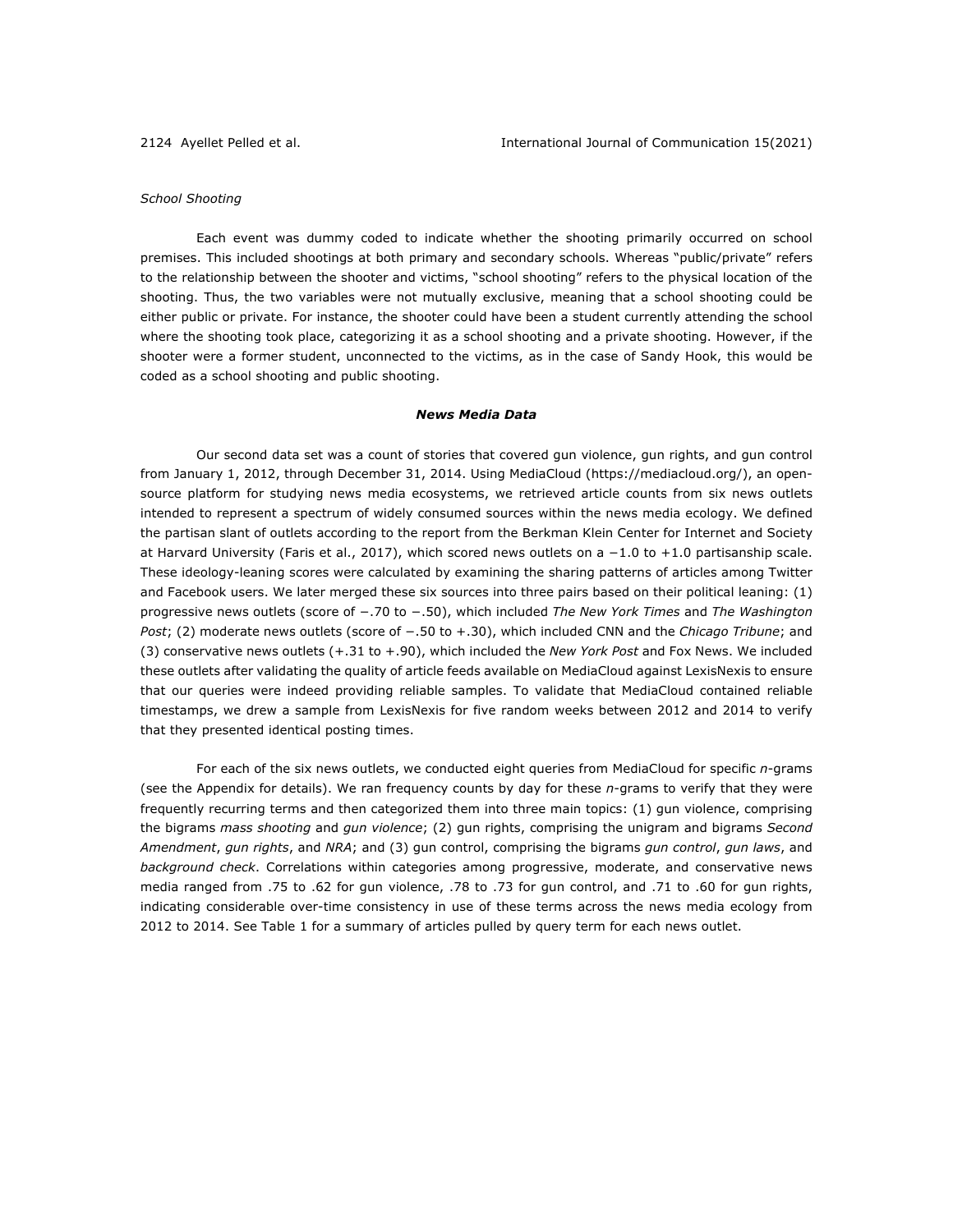*School Shooting*

Each event was dummy coded to indicate whether the shooting primarily occurred on school premises. This included shootings at both primary and secondary schools. Whereas "public/private" refers to the relationship between the shooter and victims, "school shooting" refers to the physical location of the shooting. Thus, the two variables were not mutually exclusive, meaning that a school shooting could be either public or private. For instance, the shooter could have been a student currently attending the school where the shooting took place, categorizing it as a school shooting and a private shooting. However, if the shooter were a former student, unconnected to the victims, as in the case of Sandy Hook, this would be coded as a school shooting and public shooting.

### ***News Media Data***

Our second data set was a count of stories that covered gun violence, gun rights, and gun control from January 1, 2012, through December 31, 2014. Using MediaCloud (https://mediacloud.org/), an open-source platform for studying news media ecosystems, we retrieved article counts from six news outlets intended to represent a spectrum of widely consumed sources within the news media ecology. We defined the partisan slant of outlets according to the report from the Berkman Klein Center for Internet and Society at Harvard University (Faris et al., 2017), which scored news outlets on a −1.0 to +1.0 partisanship scale. These ideology-leaning scores were calculated by examining the sharing patterns of articles among Twitter and Facebook users. We later merged these six sources into three pairs based on their political leaning: (1) progressive news outlets (score of −.70 to −.50), which included *The New York Times* and *The Washington Post*; (2) moderate news outlets (score of −.50 to +.30), which included CNN and the *Chicago Tribune*; and (3) conservative news outlets (+.31 to +.90), which included the *New York Post* and Fox News. We included these outlets after validating the quality of article feeds available on MediaCloud against LexisNexis to ensure that our queries were indeed providing reliable samples. To validate that MediaCloud contained reliable timestamps, we drew a sample from LexisNexis for five random weeks between 2012 and 2014 to verify that they presented identical posting times.

For each of the six news outlets, we conducted eight queries from MediaCloud for specific *n*-grams (see the Appendix for details). We ran frequency counts by day for these *n*-grams to verify that they were frequently recurring terms and then categorized them into three main topics: (1) gun violence, comprising the bigrams *mass shooting* and *gun violence*; (2) gun rights, comprising the unigram and bigrams *Second Amendment*, *gun rights*, and *NRA*; and (3) gun control, comprising the bigrams *gun control*, *gun laws*, and *background check*. Correlations within categories among progressive, moderate, and conservative news media ranged from .75 to .62 for gun violence, .78 to .73 for gun control, and .71 to .60 for gun rights, indicating considerable over-time consistency in use of these terms across the news media ecology from 2012 to 2014. See Table 1 for a summary of articles pulled by query term for each news outlet.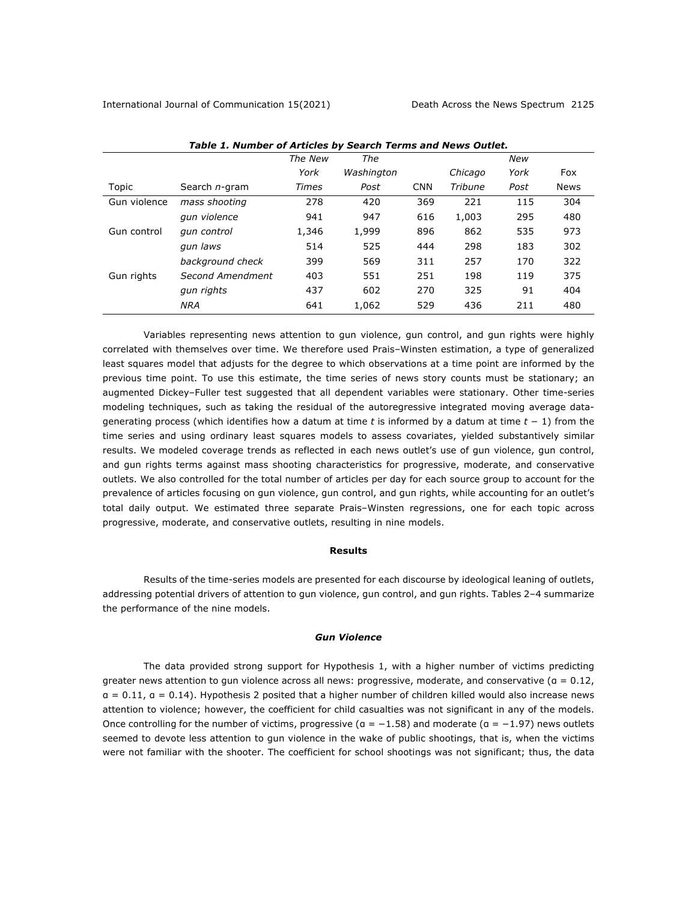***Table 1. Number of Articles by Search Terms and News Outlet.***

| Topic | Search *n*-gram | *The New York Times* | *The Washington Post* | CNN | *Chicago Tribune* | *New York Post* | Fox News |
|---|---|---|---|---|---|---|---|
| Gun violence | *mass shooting* | 278 | 420 | 369 | 221 | 115 | 304 |
| | *gun violence* | 941 | 947 | 616 | 1,003 | 295 | 480 |
| Gun control | *gun control* | 1,346 | 1,999 | 896 | 862 | 535 | 973 |
| | *gun laws* | 514 | 525 | 444 | 298 | 183 | 302 |
| | *background check* | 399 | 569 | 311 | 257 | 170 | 322 |
| Gun rights | *Second Amendment* | 403 | 551 | 251 | 198 | 119 | 375 |
| | *gun rights* | 437 | 602 | 270 | 325 | 91 | 404 |
| | *NRA* | 641 | 1,062 | 529 | 436 | 211 | 480 |

Variables representing news attention to gun violence, gun control, and gun rights were highly correlated with themselves over time. We therefore used Prais–Winsten estimation, a type of generalized least squares model that adjusts for the degree to which observations at a time point are informed by the previous time point. To use this estimate, the time series of news story counts must be stationary; an augmented Dickey–Fuller test suggested that all dependent variables were stationary. Other time-series modeling techniques, such as taking the residual of the autoregressive integrated moving average data-generating process (which identifies how a datum at time $t$ is informed by a datum at time $t - 1$) from the time series and using ordinary least squares models to assess covariates, yielded substantively similar results. We modeled coverage trends as reflected in each news outlet's use of gun violence, gun control, and gun rights terms against mass shooting characteristics for progressive, moderate, and conservative outlets. We also controlled for the total number of articles per day for each source group to account for the prevalence of articles focusing on gun violence, gun control, and gun rights, while accounting for an outlet's total daily output. We estimated three separate Prais–Winsten regressions, one for each topic across progressive, moderate, and conservative outlets, resulting in nine models.

## Results

Results of the time-series models are presented for each discourse by ideological leaning of outlets, addressing potential drivers of attention to gun violence, gun control, and gun rights. Tables 2–4 summarize the performance of the nine models.

### *Gun Violence*

The data provided strong support for Hypothesis 1, with a higher number of victims predicting greater news attention to gun violence across all news: progressive, moderate, and conservative ($\alpha = 0.12$, $\alpha = 0.11$, $\alpha = 0.14$). Hypothesis 2 posited that a higher number of children killed would also increase news attention to violence; however, the coefficient for child casualties was not significant in any of the models. Once controlling for the number of victims, progressive ($\alpha = -1.58$) and moderate ($\alpha = -1.97$) news outlets seemed to devote less attention to gun violence in the wake of public shootings, that is, when the victims were not familiar with the shooter. The coefficient for school shootings was not significant; thus, the data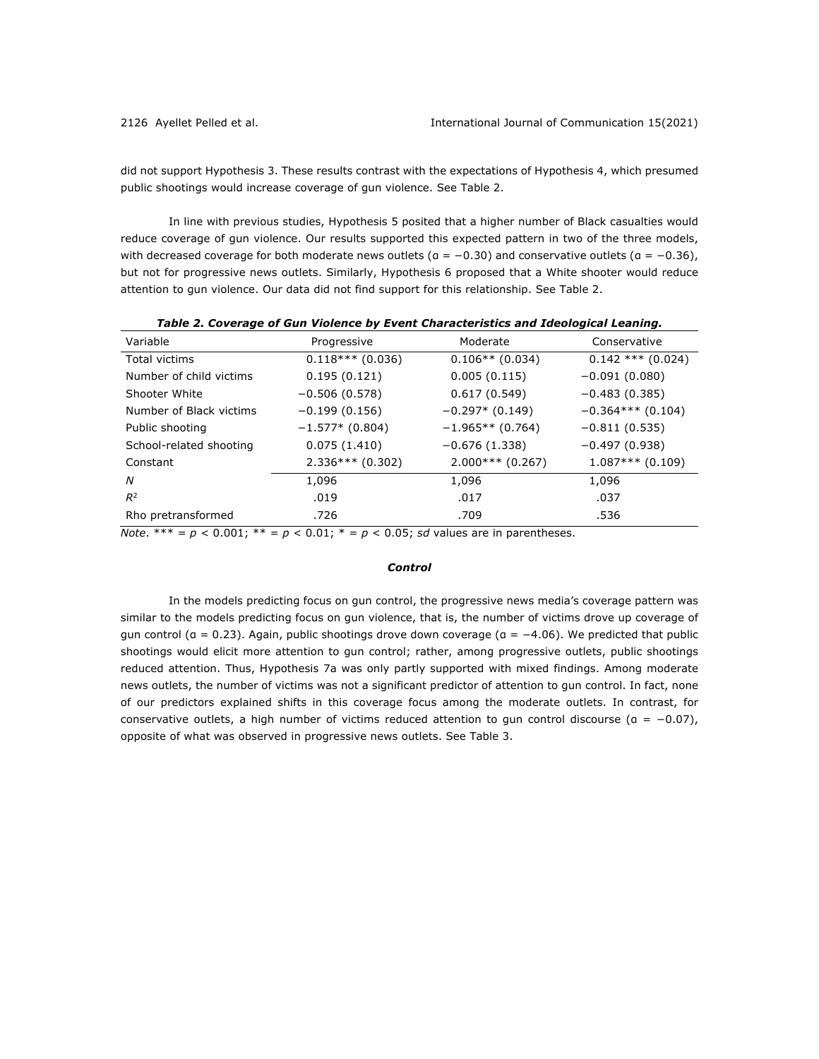did not support Hypothesis 3. These results contrast with the expectations of Hypothesis 4, which presumed public shootings would increase coverage of gun violence. See Table 2.

In line with previous studies, Hypothesis 5 posited that a higher number of Black casualties would reduce coverage of gun violence. Our results supported this expected pattern in two of the three models, with decreased coverage for both moderate news outlets (α = −0.30) and conservative outlets (α = −0.36), but not for progressive news outlets. Similarly, Hypothesis 6 proposed that a White shooter would reduce attention to gun violence. Our data did not find support for this relationship. See Table 2.

***Table 2. Coverage of Gun Violence by Event Characteristics and Ideological Leaning.***

| Variable | Progressive | Moderate | Conservative |
|---|---|---|---|
| Total victims | 0.118*** (0.036) | 0.106** (0.034) | 0.142 *** (0.024) |
| Number of child victims | 0.195 (0.121) | 0.005 (0.115) | −0.091 (0.080) |
| Shooter White | −0.506 (0.578) | 0.617 (0.549) | −0.483 (0.385) |
| Number of Black victims | −0.199 (0.156) | −0.297* (0.149) | −0.364*** (0.104) |
| Public shooting | −1.577* (0.804) | −1.965** (0.764) | −0.811 (0.535) |
| School-related shooting | 0.075 (1.410) | −0.676 (1.338) | −0.497 (0.938) |
| Constant | 2.336*** (0.302) | 2.000*** (0.267) | 1.087*** (0.109) |
| *N* | 1,096 | 1,096 | 1,096 |
| $R^2$ | .019 | .017 | .037 |
| Rho pretransformed | .726 | .709 | .536 |

*Note*. *** = $p < 0.001$; ** = $p < 0.01$; * = $p < 0.05$; *sd* values are in parentheses.

### *Control*

In the models predicting focus on gun control, the progressive news media's coverage pattern was similar to the models predicting focus on gun violence, that is, the number of victims drove up coverage of gun control (α = 0.23). Again, public shootings drove down coverage (α = −4.06). We predicted that public shootings would elicit more attention to gun control; rather, among progressive outlets, public shootings reduced attention. Thus, Hypothesis 7a was only partly supported with mixed findings. Among moderate news outlets, the number of victims was not a significant predictor of attention to gun control. In fact, none of our predictors explained shifts in this coverage focus among the moderate outlets. In contrast, for conservative outlets, a high number of victims reduced attention to gun control discourse (α = −0.07), opposite of what was observed in progressive news outlets. See Table 3.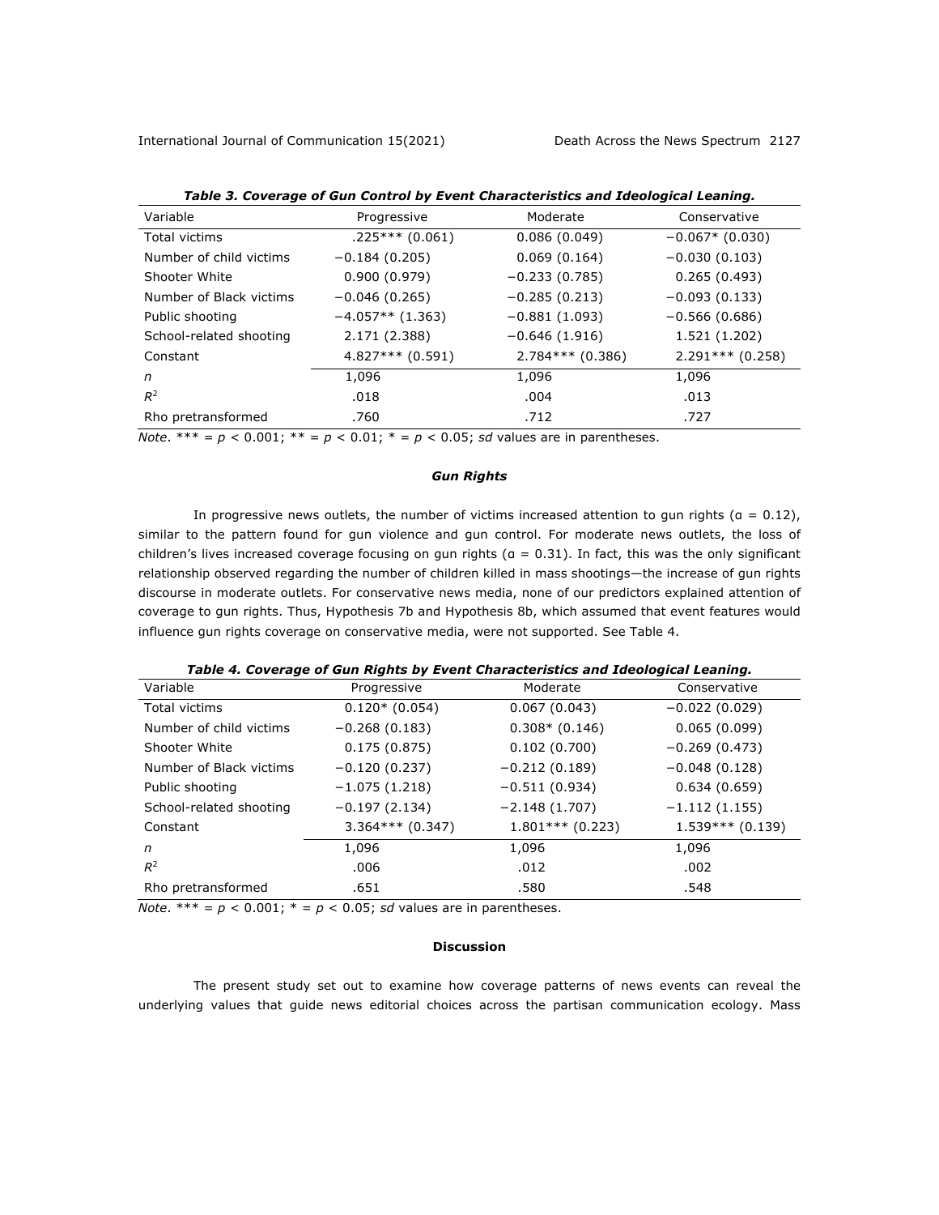***Table 3. Coverage of Gun Control by Event Characteristics and Ideological Leaning.***

| Variable | Progressive | Moderate | Conservative |
|---|---|---|---|
| Total victims | .225*** (0.061) | 0.086 (0.049) | −0.067* (0.030) |
| Number of child victims | −0.184 (0.205) | 0.069 (0.164) | −0.030 (0.103) |
| Shooter White | 0.900 (0.979) | −0.233 (0.785) | 0.265 (0.493) |
| Number of Black victims | −0.046 (0.265) | −0.285 (0.213) | −0.093 (0.133) |
| Public shooting | −4.057** (1.363) | −0.881 (1.093) | −0.566 (0.686) |
| School-related shooting | 2.171 (2.388) | −0.646 (1.916) | 1.521 (1.202) |
| Constant | 4.827*** (0.591) | 2.784*** (0.386) | 2.291*** (0.258) |
| *n* | 1,096 | 1,096 | 1,096 |
| $R^2$ | .018 | .004 | .013 |
| Rho pretransformed | .760 | .712 | .727 |

*Note*. *** = $p < 0.001$; ** = $p < 0.01$; * = $p < 0.05$; *sd* values are in parentheses.

### *Gun Rights*

In progressive news outlets, the number of victims increased attention to gun rights (α = 0.12), similar to the pattern found for gun violence and gun control. For moderate news outlets, the loss of children's lives increased coverage focusing on gun rights (α = 0.31). In fact, this was the only significant relationship observed regarding the number of children killed in mass shootings—the increase of gun rights discourse in moderate outlets. For conservative news media, none of our predictors explained attention of coverage to gun rights. Thus, Hypothesis 7b and Hypothesis 8b, which assumed that event features would influence gun rights coverage on conservative media, were not supported. See Table 4.

***Table 4. Coverage of Gun Rights by Event Characteristics and Ideological Leaning.***

| Variable | Progressive | Moderate | Conservative |
|---|---|---|---|
| Total victims | 0.120* (0.054) | 0.067 (0.043) | −0.022 (0.029) |
| Number of child victims | −0.268 (0.183) | 0.308* (0.146) | 0.065 (0.099) |
| Shooter White | 0.175 (0.875) | 0.102 (0.700) | −0.269 (0.473) |
| Number of Black victims | −0.120 (0.237) | −0.212 (0.189) | −0.048 (0.128) |
| Public shooting | −1.075 (1.218) | −0.511 (0.934) | 0.634 (0.659) |
| School-related shooting | −0.197 (2.134) | −2.148 (1.707) | −1.112 (1.155) |
| Constant | 3.364*** (0.347) | 1.801*** (0.223) | 1.539*** (0.139) |
| *n* | 1,096 | 1,096 | 1,096 |
| $R^2$ | .006 | .012 | .002 |
| Rho pretransformed | .651 | .580 | .548 |

*Note*. *** = $p < 0.001$; * = $p < 0.05$; *sd* values are in parentheses.

## Discussion

The present study set out to examine how coverage patterns of news events can reveal the underlying values that guide news editorial choices across the partisan communication ecology. Mass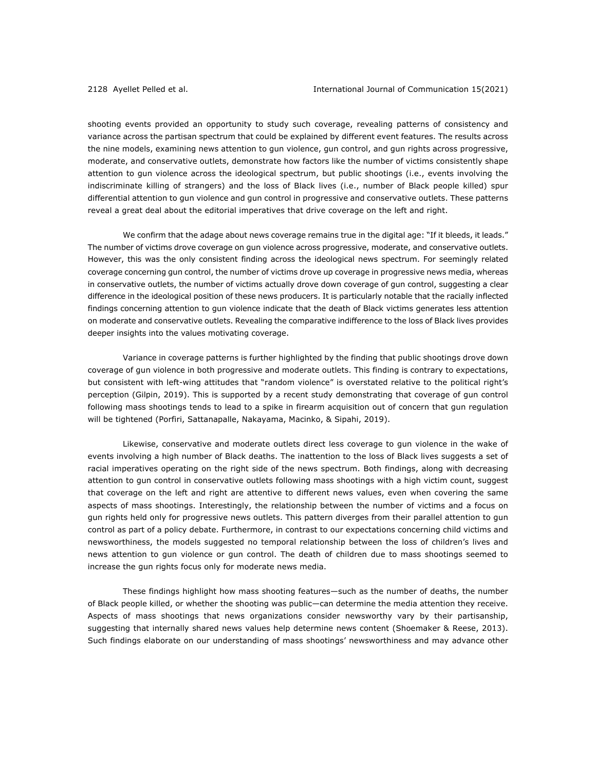shooting events provided an opportunity to study such coverage, revealing patterns of consistency and variance across the partisan spectrum that could be explained by different event features. The results across the nine models, examining news attention to gun violence, gun control, and gun rights across progressive, moderate, and conservative outlets, demonstrate how factors like the number of victims consistently shape attention to gun violence across the ideological spectrum, but public shootings (i.e., events involving the indiscriminate killing of strangers) and the loss of Black lives (i.e., number of Black people killed) spur differential attention to gun violence and gun control in progressive and conservative outlets. These patterns reveal a great deal about the editorial imperatives that drive coverage on the left and right.

We confirm that the adage about news coverage remains true in the digital age: "If it bleeds, it leads." The number of victims drove coverage on gun violence across progressive, moderate, and conservative outlets. However, this was the only consistent finding across the ideological news spectrum. For seemingly related coverage concerning gun control, the number of victims drove up coverage in progressive news media, whereas in conservative outlets, the number of victims actually drove down coverage of gun control, suggesting a clear difference in the ideological position of these news producers. It is particularly notable that the racially inflected findings concerning attention to gun violence indicate that the death of Black victims generates less attention on moderate and conservative outlets. Revealing the comparative indifference to the loss of Black lives provides deeper insights into the values motivating coverage.

Variance in coverage patterns is further highlighted by the finding that public shootings drove down coverage of gun violence in both progressive and moderate outlets. This finding is contrary to expectations, but consistent with left-wing attitudes that "random violence" is overstated relative to the political right's perception (Gilpin, 2019). This is supported by a recent study demonstrating that coverage of gun control following mass shootings tends to lead to a spike in firearm acquisition out of concern that gun regulation will be tightened (Porfiri, Sattanapalle, Nakayama, Macinko, & Sipahi, 2019).

Likewise, conservative and moderate outlets direct less coverage to gun violence in the wake of events involving a high number of Black deaths. The inattention to the loss of Black lives suggests a set of racial imperatives operating on the right side of the news spectrum. Both findings, along with decreasing attention to gun control in conservative outlets following mass shootings with a high victim count, suggest that coverage on the left and right are attentive to different news values, even when covering the same aspects of mass shootings. Interestingly, the relationship between the number of victims and a focus on gun rights held only for progressive news outlets. This pattern diverges from their parallel attention to gun control as part of a policy debate. Furthermore, in contrast to our expectations concerning child victims and newsworthiness, the models suggested no temporal relationship between the loss of children's lives and news attention to gun violence or gun control. The death of children due to mass shootings seemed to increase the gun rights focus only for moderate news media.

These findings highlight how mass shooting features—such as the number of deaths, the number of Black people killed, or whether the shooting was public—can determine the media attention they receive. Aspects of mass shootings that news organizations consider newsworthy vary by their partisanship, suggesting that internally shared news values help determine news content (Shoemaker & Reese, 2013). Such findings elaborate on our understanding of mass shootings' newsworthiness and may advance other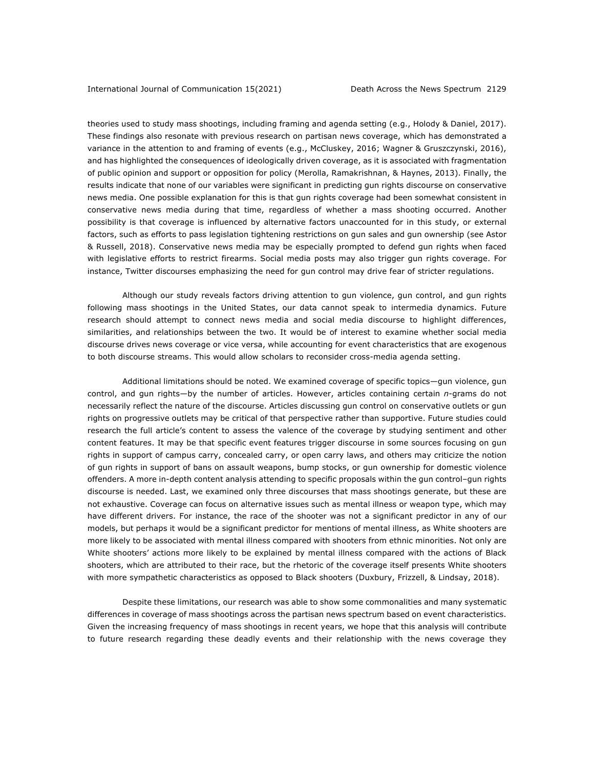theories used to study mass shootings, including framing and agenda setting (e.g., Holody & Daniel, 2017). These findings also resonate with previous research on partisan news coverage, which has demonstrated a variance in the attention to and framing of events (e.g., McCluskey, 2016; Wagner & Gruszczynski, 2016), and has highlighted the consequences of ideologically driven coverage, as it is associated with fragmentation of public opinion and support or opposition for policy (Merolla, Ramakrishnan, & Haynes, 2013). Finally, the results indicate that none of our variables were significant in predicting gun rights discourse on conservative news media. One possible explanation for this is that gun rights coverage had been somewhat consistent in conservative news media during that time, regardless of whether a mass shooting occurred. Another possibility is that coverage is influenced by alternative factors unaccounted for in this study, or external factors, such as efforts to pass legislation tightening restrictions on gun sales and gun ownership (see Astor & Russell, 2018). Conservative news media may be especially prompted to defend gun rights when faced with legislative efforts to restrict firearms. Social media posts may also trigger gun rights coverage. For instance, Twitter discourses emphasizing the need for gun control may drive fear of stricter regulations.

Although our study reveals factors driving attention to gun violence, gun control, and gun rights following mass shootings in the United States, our data cannot speak to intermedia dynamics. Future research should attempt to connect news media and social media discourse to highlight differences, similarities, and relationships between the two. It would be of interest to examine whether social media discourse drives news coverage or vice versa, while accounting for event characteristics that are exogenous to both discourse streams. This would allow scholars to reconsider cross-media agenda setting.

Additional limitations should be noted. We examined coverage of specific topics—gun violence, gun control, and gun rights—by the number of articles. However, articles containing certain *n*-grams do not necessarily reflect the nature of the discourse. Articles discussing gun control on conservative outlets or gun rights on progressive outlets may be critical of that perspective rather than supportive. Future studies could research the full article's content to assess the valence of the coverage by studying sentiment and other content features. It may be that specific event features trigger discourse in some sources focusing on gun rights in support of campus carry, concealed carry, or open carry laws, and others may criticize the notion of gun rights in support of bans on assault weapons, bump stocks, or gun ownership for domestic violence offenders. A more in-depth content analysis attending to specific proposals within the gun control–gun rights discourse is needed. Last, we examined only three discourses that mass shootings generate, but these are not exhaustive. Coverage can focus on alternative issues such as mental illness or weapon type, which may have different drivers. For instance, the race of the shooter was not a significant predictor in any of our models, but perhaps it would be a significant predictor for mentions of mental illness, as White shooters are more likely to be associated with mental illness compared with shooters from ethnic minorities. Not only are White shooters' actions more likely to be explained by mental illness compared with the actions of Black shooters, which are attributed to their race, but the rhetoric of the coverage itself presents White shooters with more sympathetic characteristics as opposed to Black shooters (Duxbury, Frizzell, & Lindsay, 2018).

Despite these limitations, our research was able to show some commonalities and many systematic differences in coverage of mass shootings across the partisan news spectrum based on event characteristics. Given the increasing frequency of mass shootings in recent years, we hope that this analysis will contribute to future research regarding these deadly events and their relationship with the news coverage they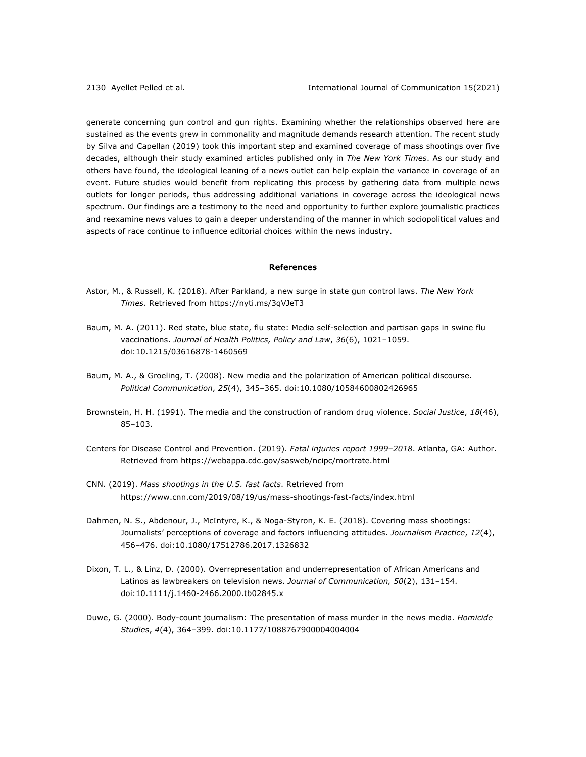generate concerning gun control and gun rights. Examining whether the relationships observed here are sustained as the events grew in commonality and magnitude demands research attention. The recent study by Silva and Capellan (2019) took this important step and examined coverage of mass shootings over five decades, although their study examined articles published only in *The New York Times*. As our study and others have found, the ideological leaning of a news outlet can help explain the variance in coverage of an event. Future studies would benefit from replicating this process by gathering data from multiple news outlets for longer periods, thus addressing additional variations in coverage across the ideological news spectrum. Our findings are a testimony to the need and opportunity to further explore journalistic practices and reexamine news values to gain a deeper understanding of the manner in which sociopolitical values and aspects of race continue to influence editorial choices within the news industry.

## References

Astor, M., & Russell, K. (2018). After Parkland, a new surge in state gun control laws. *The New York Times*. Retrieved from https://nyti.ms/3qVJeT3

Baum, M. A. (2011). Red state, blue state, flu state: Media self-selection and partisan gaps in swine flu vaccinations. *Journal of Health Politics, Policy and Law*, *36*(6), 1021–1059. doi:10.1215/03616878-1460569

Baum, M. A., & Groeling, T. (2008). New media and the polarization of American political discourse. *Political Communication*, *25*(4), 345–365. doi:10.1080/10584600802426965

Brownstein, H. H. (1991). The media and the construction of random drug violence. *Social Justice*, *18*(46), 85–103.

Centers for Disease Control and Prevention. (2019). *Fatal injuries report 1999–2018*. Atlanta, GA: Author. Retrieved from https://webappa.cdc.gov/sasweb/ncipc/mortrate.html

CNN. (2019). *Mass shootings in the U.S. fast facts*. Retrieved from https://www.cnn.com/2019/08/19/us/mass-shootings-fast-facts/index.html

Dahmen, N. S., Abdenour, J., McIntyre, K., & Noga-Styron, K. E. (2018). Covering mass shootings: Journalists' perceptions of coverage and factors influencing attitudes. *Journalism Practice*, *12*(4), 456–476. doi:10.1080/17512786.2017.1326832

Dixon, T. L., & Linz, D. (2000). Overrepresentation and underrepresentation of African Americans and Latinos as lawbreakers on television news. *Journal of Communication, 50*(2), 131–154. doi:10.1111/j.1460-2466.2000.tb02845.x

Duwe, G. (2000). Body-count journalism: The presentation of mass murder in the news media. *Homicide Studies*, *4*(4), 364–399. doi:10.1177/1088767900004004004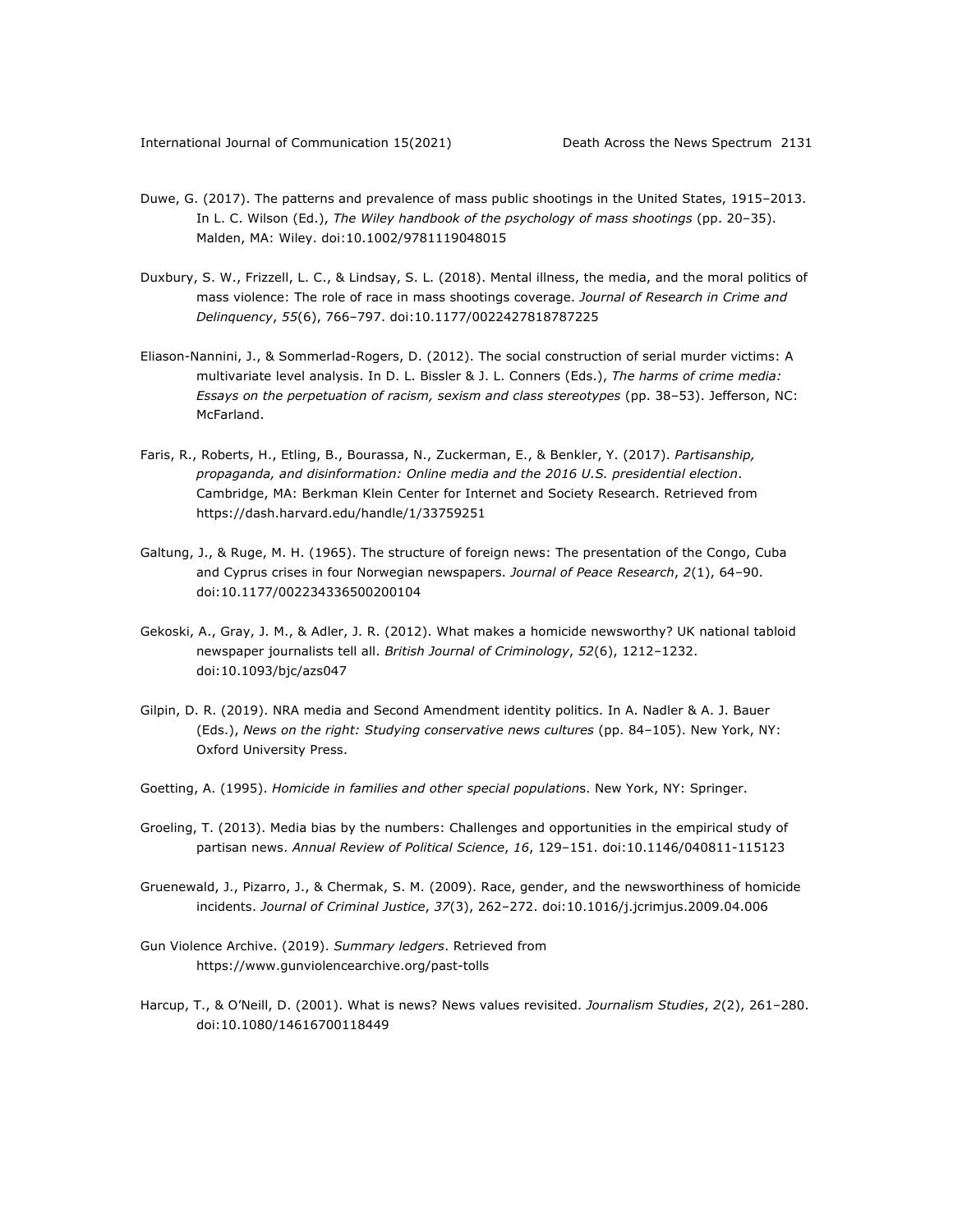Duwe, G. (2017). The patterns and prevalence of mass public shootings in the United States, 1915–2013. In L. C. Wilson (Ed.), *The Wiley handbook of the psychology of mass shootings* (pp. 20–35). Malden, MA: Wiley. doi:10.1002/9781119048015

Duxbury, S. W., Frizzell, L. C., & Lindsay, S. L. (2018). Mental illness, the media, and the moral politics of mass violence: The role of race in mass shootings coverage. *Journal of Research in Crime and Delinquency*, *55*(6), 766–797. doi:10.1177/0022427818787225

Eliason-Nannini, J., & Sommerlad-Rogers, D. (2012). The social construction of serial murder victims: A multivariate level analysis. In D. L. Bissler & J. L. Conners (Eds.), *The harms of crime media: Essays on the perpetuation of racism, sexism and class stereotypes* (pp. 38–53). Jefferson, NC: McFarland.

Faris, R., Roberts, H., Etling, B., Bourassa, N., Zuckerman, E., & Benkler, Y. (2017). *Partisanship, propaganda, and disinformation: Online media and the 2016 U.S. presidential election*. Cambridge, MA: Berkman Klein Center for Internet and Society Research. Retrieved from https://dash.harvard.edu/handle/1/33759251

Galtung, J., & Ruge, M. H. (1965). The structure of foreign news: The presentation of the Congo, Cuba and Cyprus crises in four Norwegian newspapers. *Journal of Peace Research*, *2*(1), 64–90. doi:10.1177/002234336500200104

Gekoski, A., Gray, J. M., & Adler, J. R. (2012). What makes a homicide newsworthy? UK national tabloid newspaper journalists tell all. *British Journal of Criminology*, *52*(6), 1212–1232. doi:10.1093/bjc/azs047

Gilpin, D. R. (2019). NRA media and Second Amendment identity politics. In A. Nadler & A. J. Bauer (Eds.), *News on the right: Studying conservative news cultures* (pp. 84–105). New York, NY: Oxford University Press.

Goetting, A. (1995). *Homicide in families and other special populations*. New York, NY: Springer.

Groeling, T. (2013). Media bias by the numbers: Challenges and opportunities in the empirical study of partisan news. *Annual Review of Political Science*, *16*, 129–151. doi:10.1146/040811-115123

Gruenewald, J., Pizarro, J., & Chermak, S. M. (2009). Race, gender, and the newsworthiness of homicide incidents. *Journal of Criminal Justice*, *37*(3), 262–272. doi:10.1016/j.jcrimjus.2009.04.006

Gun Violence Archive. (2019). *Summary ledgers*. Retrieved from https://www.gunviolencearchive.org/past-tolls

Harcup, T., & O'Neill, D. (2001). What is news? News values revisited. *Journalism Studies*, *2*(2), 261–280. doi:10.1080/14616700118449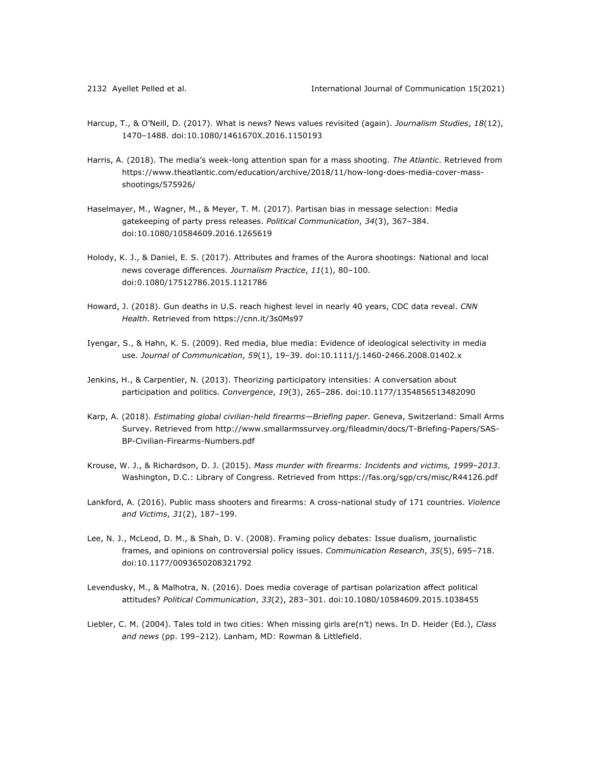Harcup, T., & O'Neill, D. (2017). What is news? News values revisited (again). *Journalism Studies*, *18*(12), 1470–1488. doi:10.1080/1461670X.2016.1150193

Harris, A. (2018). The media's week-long attention span for a mass shooting. *The Atlantic*. Retrieved from https://www.theatlantic.com/education/archive/2018/11/how-long-does-media-cover-mass-shootings/575926/

Haselmayer, M., Wagner, M., & Meyer, T. M. (2017). Partisan bias in message selection: Media gatekeeping of party press releases. *Political Communication*, *34*(3), 367–384. doi:10.1080/10584609.2016.1265619

Holody, K. J., & Daniel, E. S. (2017). Attributes and frames of the Aurora shootings: National and local news coverage differences. *Journalism Practice*, *11*(1), 80–100. doi:0.1080/17512786.2015.1121786

Howard, J. (2018). Gun deaths in U.S. reach highest level in nearly 40 years, CDC data reveal. *CNN Health*. Retrieved from https://cnn.it/3s0Ms97

Iyengar, S., & Hahn, K. S. (2009). Red media, blue media: Evidence of ideological selectivity in media use. *Journal of Communication*, *59*(1), 19–39. doi:10.1111/j.1460-2466.2008.01402.x

Jenkins, H., & Carpentier, N. (2013). Theorizing participatory intensities: A conversation about participation and politics. *Convergence*, *19*(3), 265–286. doi:10.1177/1354856513482090

Karp, A. (2018). *Estimating global civilian-held firearms—Briefing paper*. Geneva, Switzerland: Small Arms Survey. Retrieved from http://www.smallarmssurvey.org/fileadmin/docs/T-Briefing-Papers/SAS-BP-Civilian-Firearms-Numbers.pdf

Krouse, W. J., & Richardson, D. J. (2015). *Mass murder with firearms: Incidents and victims, 1999–2013*. Washington, D.C.: Library of Congress. Retrieved from https://fas.org/sgp/crs/misc/R44126.pdf

Lankford, A. (2016). Public mass shooters and firearms: A cross-national study of 171 countries. *Violence and Victims*, *31*(2), 187–199.

Lee, N. J., McLeod, D. M., & Shah, D. V. (2008). Framing policy debates: Issue dualism, journalistic frames, and opinions on controversial policy issues. *Communication Research*, *35*(5), 695–718. doi:10.1177/0093650208321792

Levendusky, M., & Malhotra, N. (2016). Does media coverage of partisan polarization affect political attitudes? *Political Communication*, *33*(2), 283–301. doi:10.1080/10584609.2015.1038455

Liebler, C. M. (2004). Tales told in two cities: When missing girls are(n't) news. In D. Heider (Ed.), *Class and news* (pp. 199–212). Lanham, MD: Rowman & Littlefield.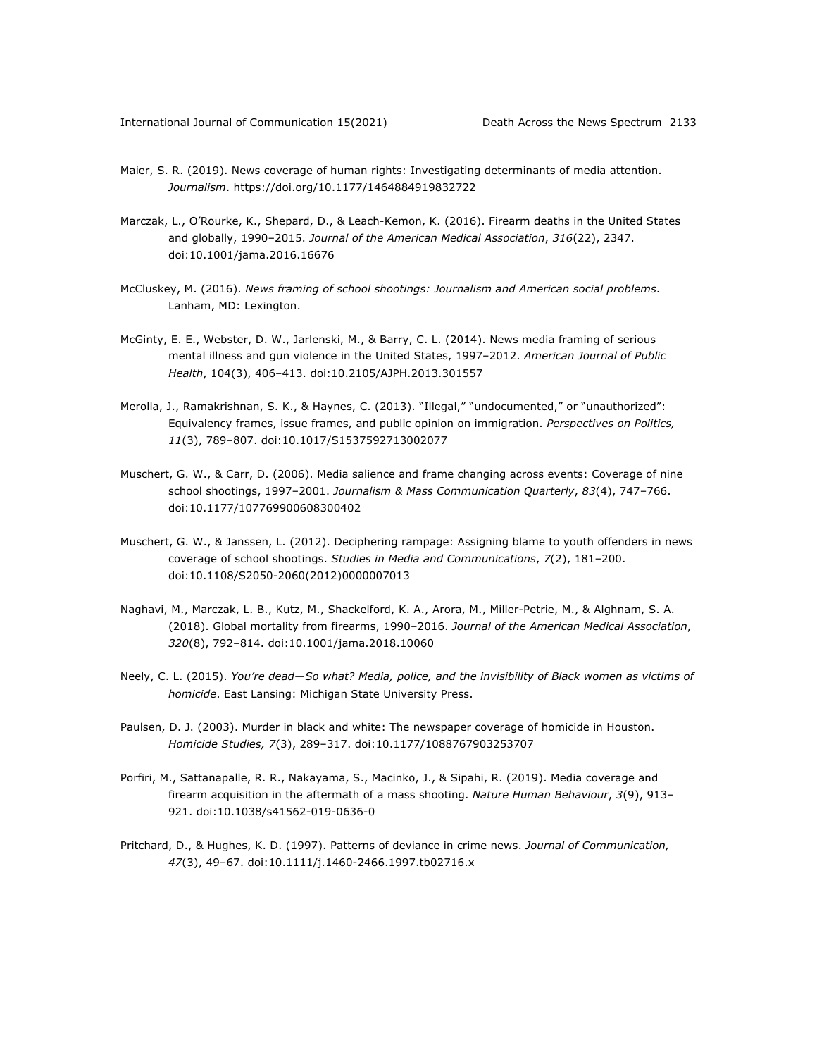Maier, S. R. (2019). News coverage of human rights: Investigating determinants of media attention. *Journalism*. https://doi.org/10.1177/1464884919832722

Marczak, L., O'Rourke, K., Shepard, D., & Leach-Kemon, K. (2016). Firearm deaths in the United States and globally, 1990–2015. *Journal of the American Medical Association*, *316*(22), 2347. doi:10.1001/jama.2016.16676

McCluskey, M. (2016). *News framing of school shootings: Journalism and American social problems*. Lanham, MD: Lexington.

McGinty, E. E., Webster, D. W., Jarlenski, M., & Barry, C. L. (2014). News media framing of serious mental illness and gun violence in the United States, 1997–2012. *American Journal of Public Health*, 104(3), 406–413. doi:10.2105/AJPH.2013.301557

Merolla, J., Ramakrishnan, S. K., & Haynes, C. (2013). "Illegal," "undocumented," or "unauthorized": Equivalency frames, issue frames, and public opinion on immigration. *Perspectives on Politics, 11*(3), 789–807. doi:10.1017/S1537592713002077

Muschert, G. W., & Carr, D. (2006). Media salience and frame changing across events: Coverage of nine school shootings, 1997–2001. *Journalism & Mass Communication Quarterly*, *83*(4), 747–766. doi:10.1177/107769900608300402

Muschert, G. W., & Janssen, L. (2012). Deciphering rampage: Assigning blame to youth offenders in news coverage of school shootings. *Studies in Media and Communications*, *7*(2), 181–200. doi:10.1108/S2050-2060(2012)0000007013

Naghavi, M., Marczak, L. B., Kutz, M., Shackelford, K. A., Arora, M., Miller-Petrie, M., & Alghnam, S. A. (2018). Global mortality from firearms, 1990–2016. *Journal of the American Medical Association*, *320*(8), 792–814. doi:10.1001/jama.2018.10060

Neely, C. L. (2015). *You're dead—So what? Media, police, and the invisibility of Black women as victims of homicide*. East Lansing: Michigan State University Press.

Paulsen, D. J. (2003). Murder in black and white: The newspaper coverage of homicide in Houston. *Homicide Studies, 7*(3), 289–317. doi:10.1177/1088767903253707

Porfiri, M., Sattanapalle, R. R., Nakayama, S., Macinko, J., & Sipahi, R. (2019). Media coverage and firearm acquisition in the aftermath of a mass shooting. *Nature Human Behaviour*, *3*(9), 913–921. doi:10.1038/s41562-019-0636-0

Pritchard, D., & Hughes, K. D. (1997). Patterns of deviance in crime news. *Journal of Communication, 47*(3), 49–67. doi:10.1111/j.1460-2466.1997.tb02716.x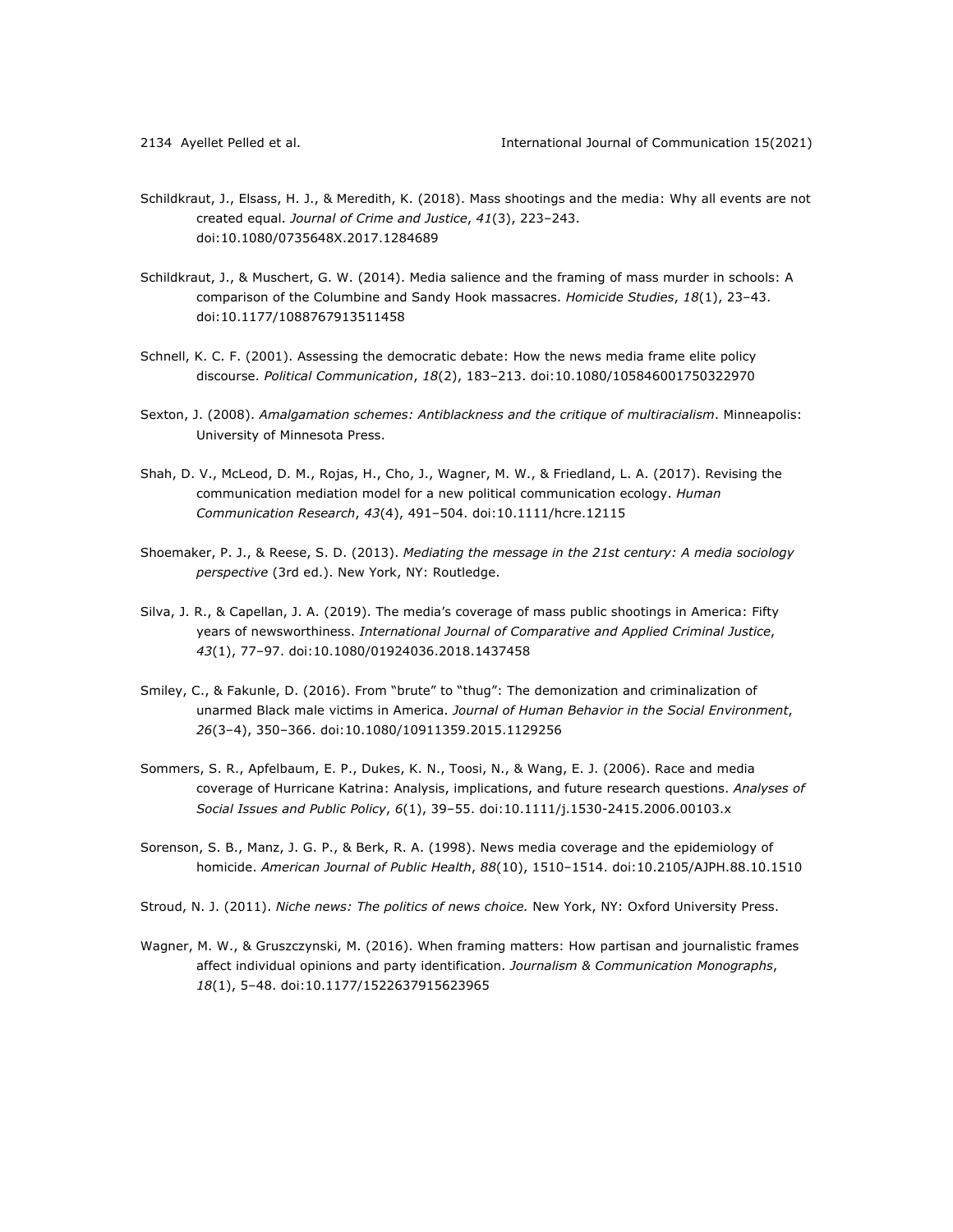Schildkraut, J., Elsass, H. J., & Meredith, K. (2018). Mass shootings and the media: Why all events are not created equal. *Journal of Crime and Justice*, *41*(3), 223–243. doi:10.1080/0735648X.2017.1284689

Schildkraut, J., & Muschert, G. W. (2014). Media salience and the framing of mass murder in schools: A comparison of the Columbine and Sandy Hook massacres. *Homicide Studies*, *18*(1), 23–43. doi:10.1177/1088767913511458

Schnell, K. C. F. (2001). Assessing the democratic debate: How the news media frame elite policy discourse. *Political Communication*, *18*(2), 183–213. doi:10.1080/105846001750322970

Sexton, J. (2008). *Amalgamation schemes: Antiblackness and the critique of multiracialism*. Minneapolis: University of Minnesota Press.

Shah, D. V., McLeod, D. M., Rojas, H., Cho, J., Wagner, M. W., & Friedland, L. A. (2017). Revising the communication mediation model for a new political communication ecology. *Human Communication Research*, *43*(4), 491–504. doi:10.1111/hcre.12115

Shoemaker, P. J., & Reese, S. D. (2013). *Mediating the message in the 21st century: A media sociology perspective* (3rd ed.). New York, NY: Routledge.

Silva, J. R., & Capellan, J. A. (2019). The media's coverage of mass public shootings in America: Fifty years of newsworthiness. *International Journal of Comparative and Applied Criminal Justice*, *43*(1), 77–97. doi:10.1080/01924036.2018.1437458

Smiley, C., & Fakunle, D. (2016). From "brute" to "thug": The demonization and criminalization of unarmed Black male victims in America. *Journal of Human Behavior in the Social Environment*, *26*(3–4), 350–366. doi:10.1080/10911359.2015.1129256

Sommers, S. R., Apfelbaum, E. P., Dukes, K. N., Toosi, N., & Wang, E. J. (2006). Race and media coverage of Hurricane Katrina: Analysis, implications, and future research questions. *Analyses of Social Issues and Public Policy*, *6*(1), 39–55. doi:10.1111/j.1530-2415.2006.00103.x

Sorenson, S. B., Manz, J. G. P., & Berk, R. A. (1998). News media coverage and the epidemiology of homicide. *American Journal of Public Health*, *88*(10), 1510–1514. doi:10.2105/AJPH.88.10.1510

Stroud, N. J. (2011). *Niche news: The politics of news choice.* New York, NY: Oxford University Press.

Wagner, M. W., & Gruszczynski, M. (2016). When framing matters: How partisan and journalistic frames affect individual opinions and party identification. *Journalism & Communication Monographs*, *18*(1), 5–48. doi:10.1177/1522637915623965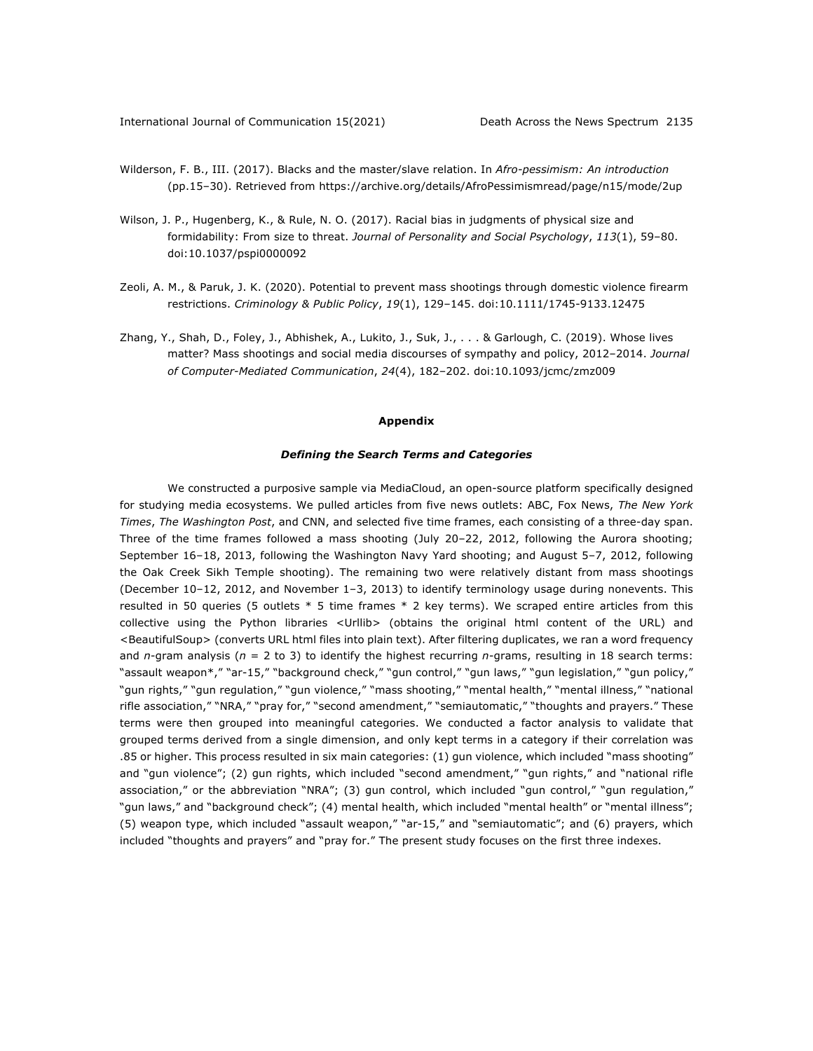Wilderson, F. B., III. (2017). Blacks and the master/slave relation. In *Afro-pessimism: An introduction* (pp.15–30). Retrieved from https://archive.org/details/AfroPessimismread/page/n15/mode/2up

Wilson, J. P., Hugenberg, K., & Rule, N. O. (2017). Racial bias in judgments of physical size and formidability: From size to threat. *Journal of Personality and Social Psychology*, *113*(1), 59–80. doi:10.1037/pspi0000092

Zeoli, A. M., & Paruk, J. K. (2020). Potential to prevent mass shootings through domestic violence firearm restrictions. *Criminology & Public Policy*, *19*(1), 129–145. doi:10.1111/1745-9133.12475

Zhang, Y., Shah, D., Foley, J., Abhishek, A., Lukito, J., Suk, J., . . . & Garlough, C. (2019). Whose lives matter? Mass shootings and social media discourses of sympathy and policy, 2012–2014. *Journal of Computer-Mediated Communication*, *24*(4), 182–202. doi:10.1093/jcmc/zmz009

## Appendix

### *Defining the Search Terms and Categories*

We constructed a purposive sample via MediaCloud, an open-source platform specifically designed for studying media ecosystems. We pulled articles from five news outlets: ABC, Fox News, *The New York Times*, *The Washington Post*, and CNN, and selected five time frames, each consisting of a three-day span. Three of the time frames followed a mass shooting (July 20–22, 2012, following the Aurora shooting; September 16–18, 2013, following the Washington Navy Yard shooting; and August 5–7, 2012, following the Oak Creek Sikh Temple shooting). The remaining two were relatively distant from mass shootings (December 10–12, 2012, and November 1–3, 2013) to identify terminology usage during nonevents. This resulted in 50 queries (5 outlets * 5 time frames * 2 key terms). We scraped entire articles from this collective using the Python libraries <Urllib> (obtains the original html content of the URL) and <BeautifulSoup> (converts URL html files into plain text). After filtering duplicates, we ran a word frequency and *n*-gram analysis ($n$ = 2 to 3) to identify the highest recurring *n*-grams, resulting in 18 search terms: "assault weapon*," "ar-15," "background check," "gun control," "gun laws," "gun legislation," "gun policy," "gun rights," "gun regulation," "gun violence," "mass shooting," "mental health," "mental illness," "national rifle association," "NRA," "pray for," "second amendment," "semiautomatic," "thoughts and prayers." These terms were then grouped into meaningful categories. We conducted a factor analysis to validate that grouped terms derived from a single dimension, and only kept terms in a category if their correlation was .85 or higher. This process resulted in six main categories: (1) gun violence, which included "mass shooting" and "gun violence"; (2) gun rights, which included "second amendment," "gun rights," and "national rifle association," or the abbreviation "NRA"; (3) gun control, which included "gun control," "gun regulation," "gun laws," and "background check"; (4) mental health, which included "mental health" or "mental illness"; (5) weapon type, which included "assault weapon," "ar-15," and "semiautomatic"; and (6) prayers, which included "thoughts and prayers" and "pray for." The present study focuses on the first three indexes.